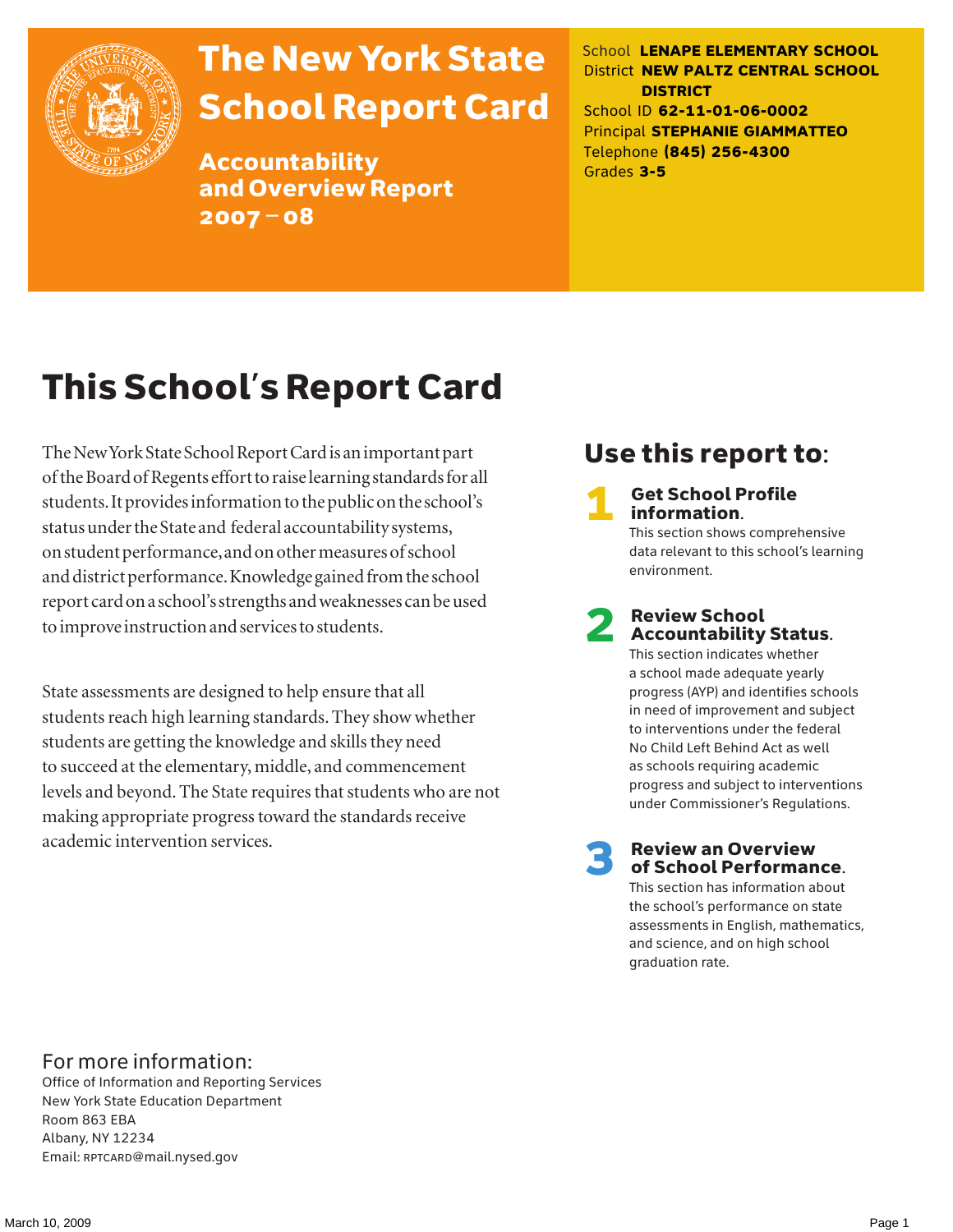# The New York State School Report Card

## Accountability and Overview Report 2007 – 08

School **LENAPE ELEMENTARY SCHOOL**
District **NEW PALTZ CENTRAL SCHOOL DISTRICT**
School ID **62-11-01-06-0002**
Principal **STEPHANIE GIAMMATTEO**
Telephone **(845) 256-4300**
Grades **3-5**

# This School's Report Card

The New York State School Report Card is an important part of the Board of Regents effort to raise learning standards for all students. It provides information to the public on the school's status under the State and federal accountability systems, on student performance, and on other measures of school and district performance. Knowledge gained from the school report card on a school's strengths and weaknesses can be used to improve instruction and services to students.

State assessments are designed to help ensure that all students reach high learning standards. They show whether students are getting the knowledge and skills they need to succeed at the elementary, middle, and commencement levels and beyond. The State requires that students who are not making appropriate progress toward the standards receive academic intervention services.

## Use this report to:

**1 Get School Profile information.**
This section shows comprehensive data relevant to this school's learning environment.

**2 Review School Accountability Status.**
This section indicates whether a school made adequate yearly progress (AYP) and identifies schools in need of improvement and subject to interventions under the federal No Child Left Behind Act as well as schools requiring academic progress and subject to interventions under Commissioner's Regulations.

**3 Review an Overview of School Performance.**
This section has information about the school's performance on state assessments in English, mathematics, and science, and on high school graduation rate.

For more information:
Office of Information and Reporting Services
New York State Education Department
Room 863 EBA
Albany, NY 12234
Email: RPTCARD@mail.nysed.gov

March 10, 2009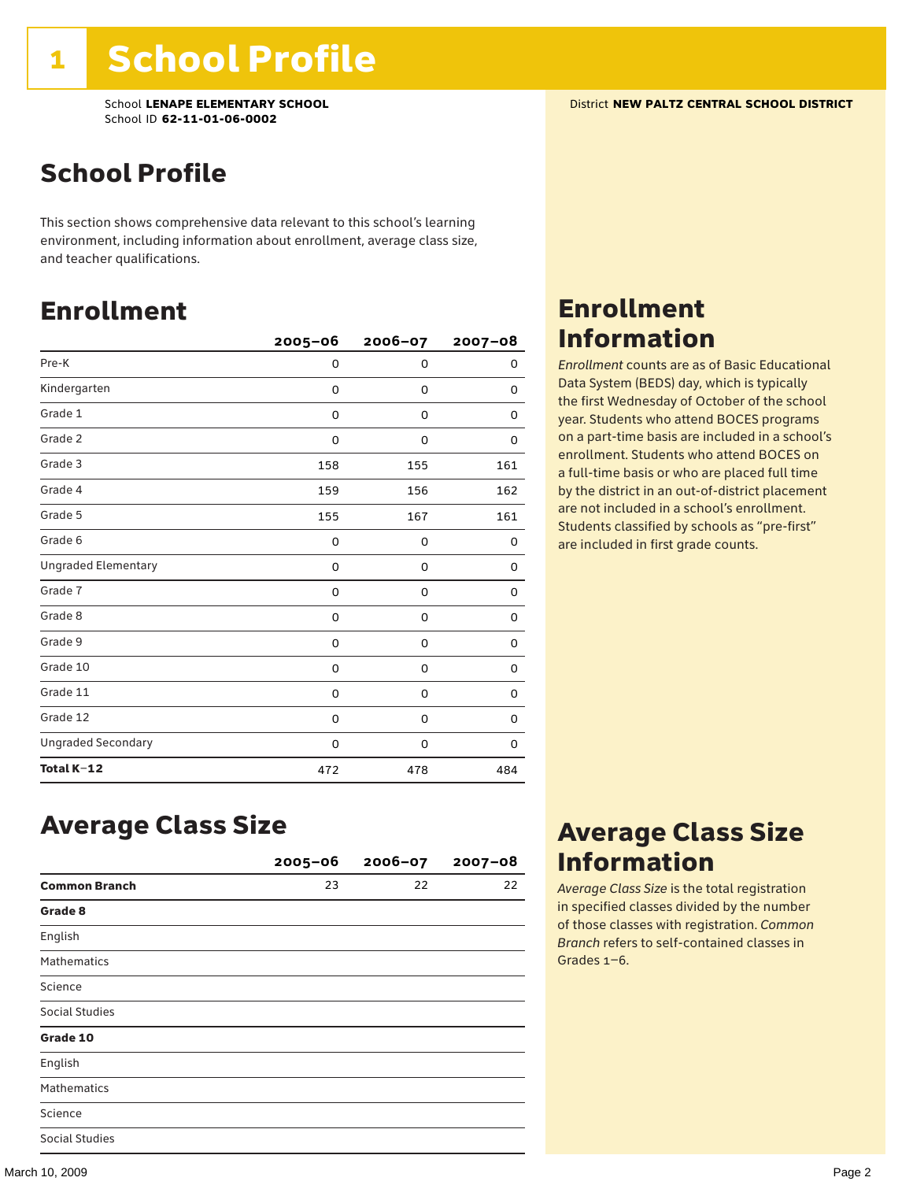# School Profile

School **LENAPE ELEMENTARY SCHOOL**
School ID **62-11-01-06-0002**

District **NEW PALTZ CENTRAL SCHOOL DISTRICT**

## School Profile

This section shows comprehensive data relevant to this school's learning environment, including information about enrollment, average class size, and teacher qualifications.

## Enrollment

| | 2005–06 | 2006–07 | 2007–08 |
|---|---|---|---|
| Pre-K | 0 | 0 | 0 |
| Kindergarten | 0 | 0 | 0 |
| Grade 1 | 0 | 0 | 0 |
| Grade 2 | 0 | 0 | 0 |
| Grade 3 | 158 | 155 | 161 |
| Grade 4 | 159 | 156 | 162 |
| Grade 5 | 155 | 167 | 161 |
| Grade 6 | 0 | 0 | 0 |
| Ungraded Elementary | 0 | 0 | 0 |
| Grade 7 | 0 | 0 | 0 |
| Grade 8 | 0 | 0 | 0 |
| Grade 9 | 0 | 0 | 0 |
| Grade 10 | 0 | 0 | 0 |
| Grade 11 | 0 | 0 | 0 |
| Grade 12 | 0 | 0 | 0 |
| Ungraded Secondary | 0 | 0 | 0 |
| **Total K–12** | 472 | 478 | 484 |

## Enrollment Information

*Enrollment* counts are as of Basic Educational Data System (BEDS) day, which is typically the first Wednesday of October of the school year. Students who attend BOCES programs on a part-time basis are included in a school's enrollment. Students who attend BOCES on a full-time basis or who are placed full time by the district in an out-of-district placement are not included in a school's enrollment. Students classified by schools as "pre-first" are included in first grade counts.

## Average Class Size

| | 2005–06 | 2006–07 | 2007–08 |
|---|---|---|---|
| **Common Branch** | 23 | 22 | 22 |
| **Grade 8** | | | |
| English | | | |
| Mathematics | | | |
| Science | | | |
| Social Studies | | | |
| **Grade 10** | | | |
| English | | | |
| Mathematics | | | |
| Science | | | |
| Social Studies | | | |

## Average Class Size Information

*Average Class Size* is the total registration in specified classes divided by the number of those classes with registration. *Common Branch* refers to self-contained classes in Grades 1–6.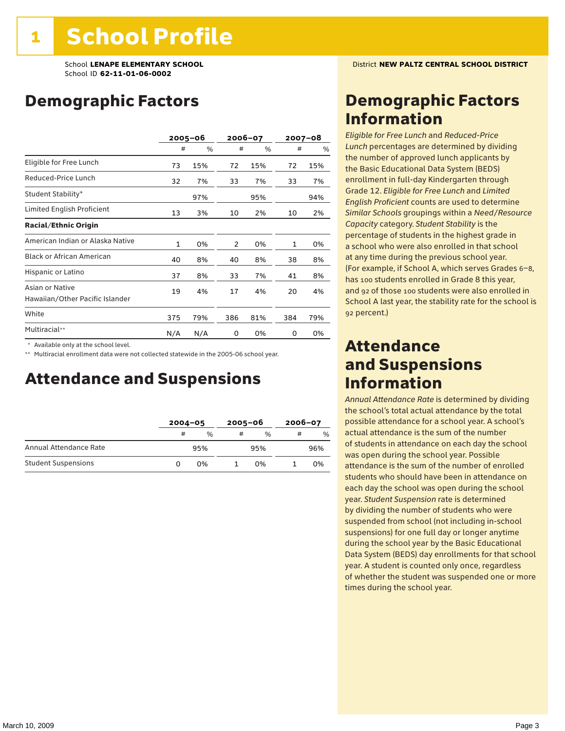# 1 School Profile

School **LENAPE ELEMENTARY SCHOOL**
School ID **62-11-01-06-0002**

District **NEW PALTZ CENTRAL SCHOOL DISTRICT**

## Demographic Factors

| | 2005–06 | | 2006–07 | | 2007–08 | |
|---|---|---|---|---|---|---|
| | # | % | # | % | # | % |
| Eligible for Free Lunch | 73 | 15% | 72 | 15% | 72 | 15% |
| Reduced-Price Lunch | 32 | 7% | 33 | 7% | 33 | 7% |
| Student Stability* | | 97% | | 95% | | 94% |
| Limited English Proficient | 13 | 3% | 10 | 2% | 10 | 2% |
| **Racial/Ethnic Origin** | | | | | | |
| American Indian or Alaska Native | 1 | 0% | 2 | 0% | 1 | 0% |
| Black or African American | 40 | 8% | 40 | 8% | 38 | 8% |
| Hispanic or Latino | 37 | 8% | 33 | 7% | 41 | 8% |
| Asian or Native Hawaiian/Other Pacific Islander | 19 | 4% | 17 | 4% | 20 | 4% |
| White | 375 | 79% | 386 | 81% | 384 | 79% |
| Multiracial** | N/A | N/A | 0 | 0% | 0 | 0% |

\* Available only at the school level.

\*\* Multiracial enrollment data were not collected statewide in the 2005-06 school year.

## Attendance and Suspensions

| | 2004–05 | | 2005–06 | | 2006–07 | |
|---|---|---|---|---|---|---|
| | # | % | # | % | # | % |
| Annual Attendance Rate | | 95% | | 95% | | 96% |
| Student Suspensions | 0 | 0% | 1 | 0% | 1 | 0% |

## Demographic Factors Information

*Eligible for Free Lunch* and *Reduced-Price Lunch* percentages are determined by dividing the number of approved lunch applicants by the Basic Educational Data System (BEDS) enrollment in full-day Kindergarten through Grade 12. *Eligible for Free Lunch* and *Limited English Proficient* counts are used to determine *Similar Schools* groupings within a *Need/Resource Capacity* category. *Student Stability* is the percentage of students in the highest grade in a school who were also enrolled in that school at any time during the previous school year. (For example, if School A, which serves Grades 6–8, has 100 students enrolled in Grade 8 this year, and 92 of those 100 students were also enrolled in School A last year, the stability rate for the school is 92 percent.)

## Attendance and Suspensions Information

*Annual Attendance Rate* is determined by dividing the school's total actual attendance by the total possible attendance for a school year. A school's actual attendance is the sum of the number of students in attendance on each day the school was open during the school year. Possible attendance is the sum of the number of enrolled students who should have been in attendance on each day the school was open during the school year. *Student Suspension* rate is determined by dividing the number of students who were suspended from school (not including in-school suspensions) for one full day or longer anytime during the school year by the Basic Educational Data System (BEDS) day enrollments for that school year. A student is counted only once, regardless of whether the student was suspended one or more times during the school year.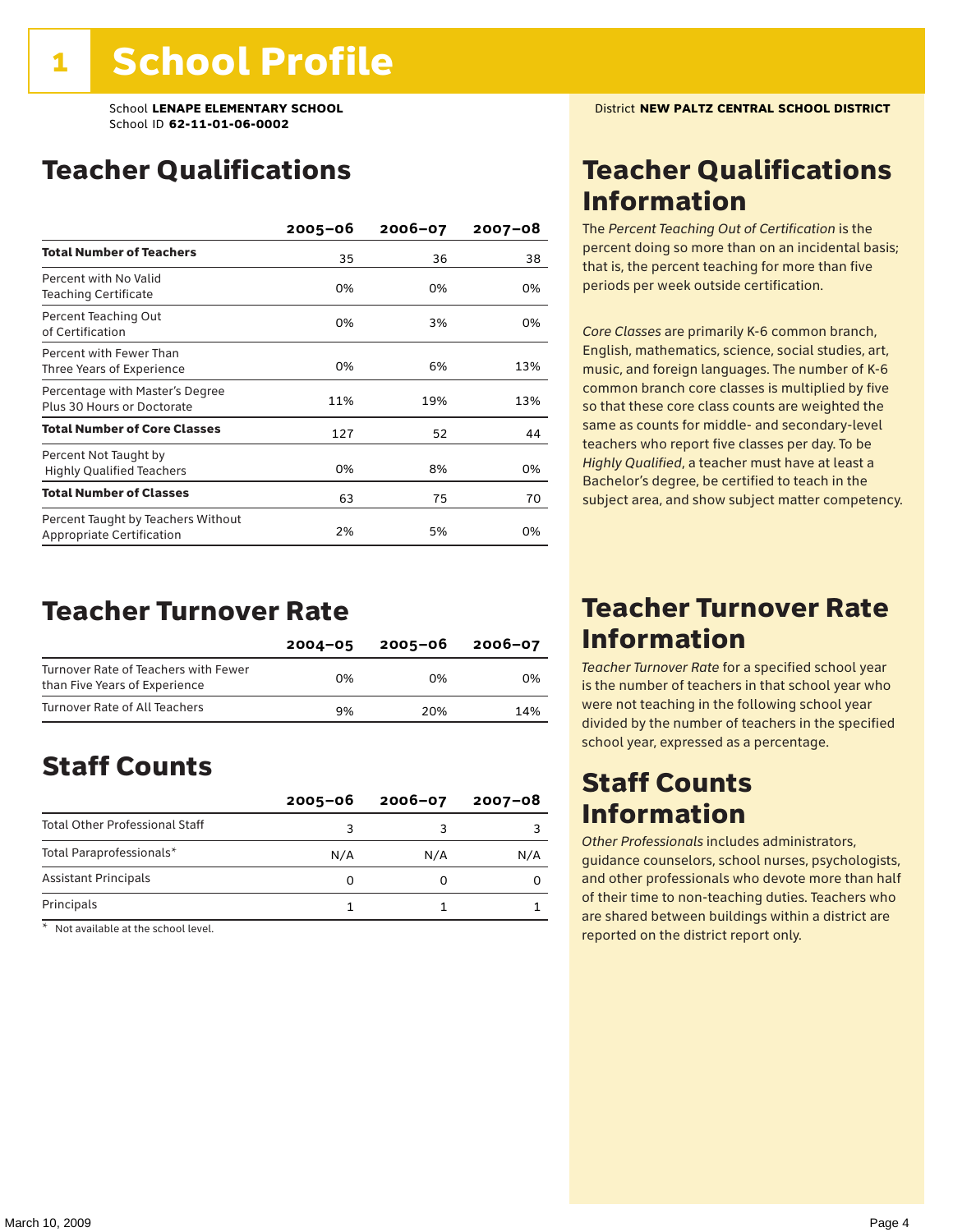# 1 School Profile

School **LENAPE ELEMENTARY SCHOOL**
School ID **62-11-01-06-0002**

District **NEW PALTZ CENTRAL SCHOOL DISTRICT**

## Teacher Qualifications

| | 2005–06 | 2006–07 | 2007–08 |
|---|---|---|---|
| **Total Number of Teachers** | 35 | 36 | 38 |
| Percent with No Valid Teaching Certificate | 0% | 0% | 0% |
| Percent Teaching Out of Certification | 0% | 3% | 0% |
| Percent with Fewer Than Three Years of Experience | 0% | 6% | 13% |
| Percentage with Master's Degree Plus 30 Hours or Doctorate | 11% | 19% | 13% |
| **Total Number of Core Classes** | 127 | 52 | 44 |
| Percent Not Taught by Highly Qualified Teachers | 0% | 8% | 0% |
| **Total Number of Classes** | 63 | 75 | 70 |
| Percent Taught by Teachers Without Appropriate Certification | 2% | 5% | 0% |

## Teacher Turnover Rate

| | 2004–05 | 2005–06 | 2006–07 |
|---|---|---|---|
| Turnover Rate of Teachers with Fewer than Five Years of Experience | 0% | 0% | 0% |
| Turnover Rate of All Teachers | 9% | 20% | 14% |

## Staff Counts

| | 2005–06 | 2006–07 | 2007–08 |
|---|---|---|---|
| Total Other Professional Staff | 3 | 3 | 3 |
| Total Paraprofessionals* | N/A | N/A | N/A |
| Assistant Principals | 0 | 0 | 0 |
| Principals | 1 | 1 | 1 |

\* Not available at the school level.

## Teacher Qualifications Information

The *Percent Teaching Out of Certification* is the percent doing so more than on an incidental basis; that is, the percent teaching for more than five periods per week outside certification.

*Core Classes* are primarily K-6 common branch, English, mathematics, science, social studies, art, music, and foreign languages. The number of K-6 common branch core classes is multiplied by five so that these core class counts are weighted the same as counts for middle- and secondary-level teachers who report five classes per day. To be *Highly Qualified*, a teacher must have at least a Bachelor's degree, be certified to teach in the subject area, and show subject matter competency.

## Teacher Turnover Rate Information

*Teacher Turnover Rate* for a specified school year is the number of teachers in that school year who were not teaching in the following school year divided by the number of teachers in the specified school year, expressed as a percentage.

## Staff Counts Information

*Other Professionals* includes administrators, guidance counselors, school nurses, psychologists, and other professionals who devote more than half of their time to non-teaching duties. Teachers who are shared between buildings within a district are reported on the district report only.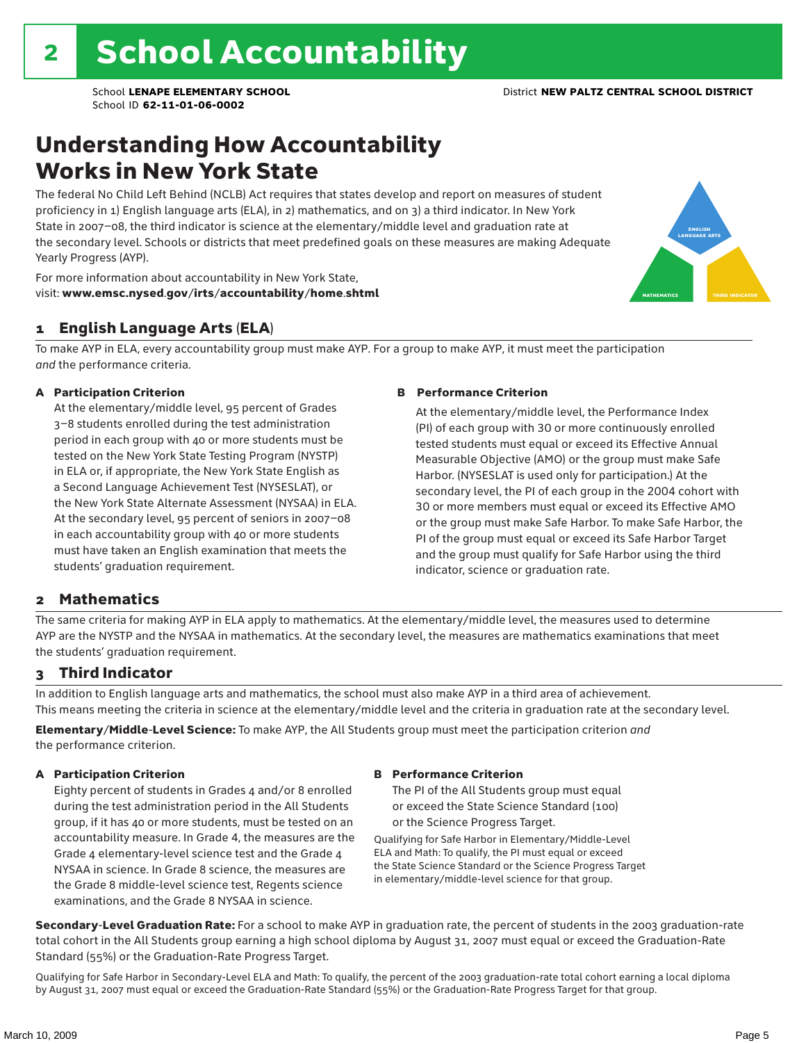# 2 School Accountability

School **LENAPE ELEMENTARY SCHOOL** District **NEW PALTZ CENTRAL SCHOOL DISTRICT**
School ID **62-11-01-06-0002**

## Understanding How Accountability Works in New York State

The federal No Child Left Behind (NCLB) Act requires that states develop and report on measures of student proficiency in 1) English language arts (ELA), in 2) mathematics, and on 3) a third indicator. In New York State in 2007–08, the third indicator is science at the elementary/middle level and graduation rate at the secondary level. Schools or districts that meet predefined goals on these measures are making Adequate Yearly Progress (AYP).

For more information about accountability in New York State, visit: **www.emsc.nysed.gov/irts/accountability/home.shtml**

ENGLISH LANGUAGE ARTS

MATHEMATICS

THIRD INDICATOR

### 1 English Language Arts (ELA)

To make AYP in ELA, every accountability group must make AYP. For a group to make AYP, it must meet the participation *and* the performance criteria.

**A Participation Criterion**

At the elementary/middle level, 95 percent of Grades 3–8 students enrolled during the test administration period in each group with 40 or more students must be tested on the New York State Testing Program (NYSTP) in ELA or, if appropriate, the New York State English as a Second Language Achievement Test (NYSESLAT), or the New York State Alternate Assessment (NYSAA) in ELA. At the secondary level, 95 percent of seniors in 2007–08 in each accountability group with 40 or more students must have taken an English examination that meets the students' graduation requirement.

**B Performance Criterion**

At the elementary/middle level, the Performance Index (PI) of each group with 30 or more continuously enrolled tested students must equal or exceed its Effective Annual Measurable Objective (AMO) or the group must make Safe Harbor. (NYSESLAT is used only for participation.) At the secondary level, the PI of each group in the 2004 cohort with 30 or more members must equal or exceed its Effective AMO or the group must make Safe Harbor. To make Safe Harbor, the PI of the group must equal or exceed its Safe Harbor Target and the group must qualify for Safe Harbor using the third indicator, science or graduation rate.

### 2 Mathematics

The same criteria for making AYP in ELA apply to mathematics. At the elementary/middle level, the measures used to determine AYP are the NYSTP and the NYSAA in mathematics. At the secondary level, the measures are mathematics examinations that meet the students' graduation requirement.

### 3 Third Indicator

In addition to English language arts and mathematics, the school must also make AYP in a third area of achievement. This means meeting the criteria in science at the elementary/middle level and the criteria in graduation rate at the secondary level.

**Elementary/Middle-Level Science:** To make AYP, the All Students group must meet the participation criterion *and* the performance criterion.

**A Participation Criterion**

Eighty percent of students in Grades 4 and/or 8 enrolled during the test administration period in the All Students group, if it has 40 or more students, must be tested on an accountability measure. In Grade 4, the measures are the Grade 4 elementary-level science test and the Grade 4 NYSAA in science. In Grade 8 science, the measures are the Grade 8 middle-level science test, Regents science examinations, and the Grade 8 NYSAA in science.

**B Performance Criterion**

The PI of the All Students group must equal or exceed the State Science Standard (100) or the Science Progress Target.

Qualifying for Safe Harbor in Elementary/Middle-Level ELA and Math: To qualify, the PI must equal or exceed the State Science Standard or the Science Progress Target in elementary/middle-level science for that group.

**Secondary-Level Graduation Rate:** For a school to make AYP in graduation rate, the percent of students in the 2003 graduation-rate total cohort in the All Students group earning a high school diploma by August 31, 2007 must equal or exceed the Graduation-Rate Standard (55%) or the Graduation-Rate Progress Target.

Qualifying for Safe Harbor in Secondary-Level ELA and Math: To qualify, the percent of the 2003 graduation-rate total cohort earning a local diploma by August 31, 2007 must equal or exceed the Graduation-Rate Standard (55%) or the Graduation-Rate Progress Target for that group.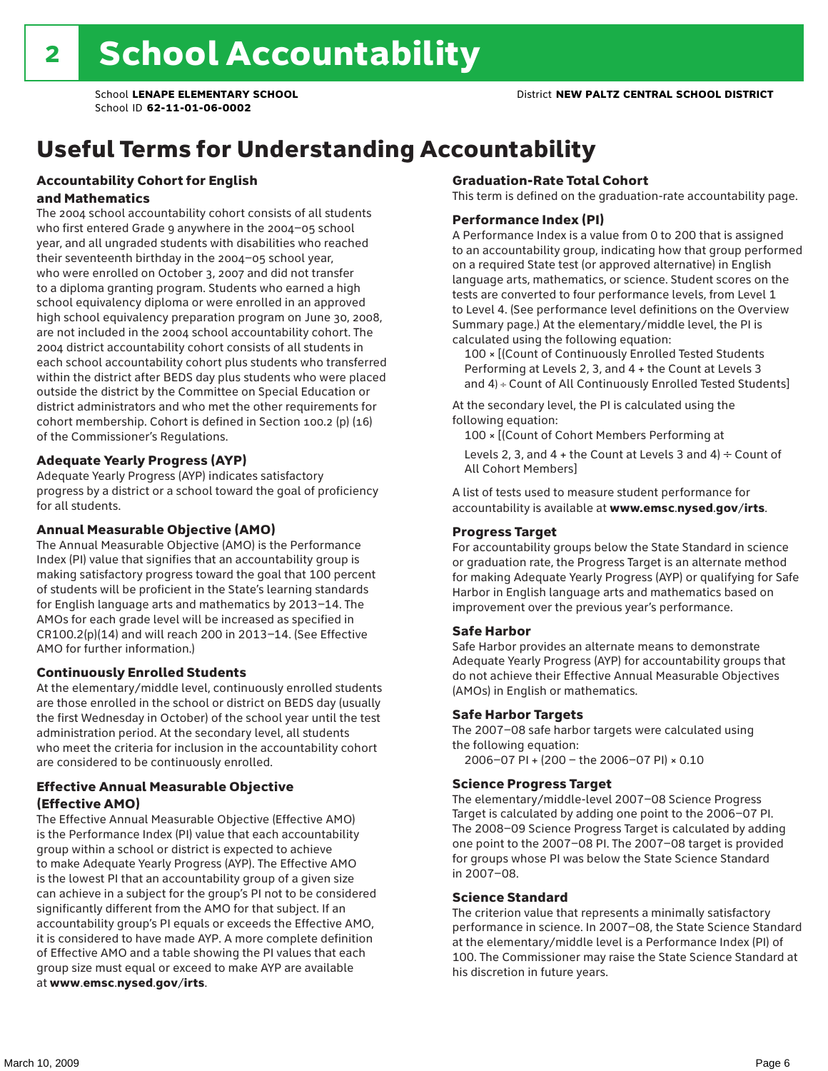# 2 School Accountability

School **LENAPE ELEMENTARY SCHOOL** District **NEW PALTZ CENTRAL SCHOOL DISTRICT**
School ID **62-11-01-06-0002**

## Useful Terms for Understanding Accountability

### Accountability Cohort for English and Mathematics

The 2004 school accountability cohort consists of all students who first entered Grade 9 anywhere in the 2004–05 school year, and all ungraded students with disabilities who reached their seventeenth birthday in the 2004–05 school year, who were enrolled on October 3, 2007 and did not transfer to a diploma granting program. Students who earned a high school equivalency diploma or were enrolled in an approved high school equivalency preparation program on June 30, 2008, are not included in the 2004 school accountability cohort. The 2004 district accountability cohort consists of all students in each school accountability cohort plus students who transferred within the district after BEDS day plus students who were placed outside the district by the Committee on Special Education or district administrators and who met the other requirements for cohort membership. Cohort is defined in Section 100.2 (p) (16) of the Commissioner's Regulations.

### Adequate Yearly Progress (AYP)

Adequate Yearly Progress (AYP) indicates satisfactory progress by a district or a school toward the goal of proficiency for all students.

### Annual Measurable Objective (AMO)

The Annual Measurable Objective (AMO) is the Performance Index (PI) value that signifies that an accountability group is making satisfactory progress toward the goal that 100 percent of students will be proficient in the State's learning standards for English language arts and mathematics by 2013–14. The AMOs for each grade level will be increased as specified in CR100.2(p)(14) and will reach 200 in 2013–14. (See Effective AMO for further information.)

### Continuously Enrolled Students

At the elementary/middle level, continuously enrolled students are those enrolled in the school or district on BEDS day (usually the first Wednesday in October) of the school year until the test administration period. At the secondary level, all students who meet the criteria for inclusion in the accountability cohort are considered to be continuously enrolled.

### Effective Annual Measurable Objective (Effective AMO)

The Effective Annual Measurable Objective (Effective AMO) is the Performance Index (PI) value that each accountability group within a school or district is expected to achieve to make Adequate Yearly Progress (AYP). The Effective AMO is the lowest PI that an accountability group of a given size can achieve in a subject for the group's PI not to be considered significantly different from the AMO for that subject. If an accountability group's PI equals or exceeds the Effective AMO, it is considered to have made AYP. A more complete definition of Effective AMO and a table showing the PI values that each group size must equal or exceed to make AYP are available at **www.emsc.nysed.gov/irts**.

### Graduation-Rate Total Cohort

This term is defined on the graduation-rate accountability page.

### Performance Index (PI)

A Performance Index is a value from 0 to 200 that is assigned to an accountability group, indicating how that group performed on a required State test (or approved alternative) in English language arts, mathematics, or science. Student scores on the tests are converted to four performance levels, from Level 1 to Level 4. (See performance level definitions on the Overview Summary page.) At the elementary/middle level, the PI is calculated using the following equation:

100 × [(Count of Continuously Enrolled Tested Students Performing at Levels 2, 3, and 4 + the Count at Levels 3 and 4) ÷ Count of All Continuously Enrolled Tested Students]

At the secondary level, the PI is calculated using the following equation:

100 × [(Count of Cohort Members Performing at Levels 2, 3, and 4 + the Count at Levels 3 and 4) ÷ Count of All Cohort Members]

A list of tests used to measure student performance for accountability is available at **www.emsc.nysed.gov/irts**.

### Progress Target

For accountability groups below the State Standard in science or graduation rate, the Progress Target is an alternate method for making Adequate Yearly Progress (AYP) or qualifying for Safe Harbor in English language arts and mathematics based on improvement over the previous year's performance.

### Safe Harbor

Safe Harbor provides an alternate means to demonstrate Adequate Yearly Progress (AYP) for accountability groups that do not achieve their Effective Annual Measurable Objectives (AMOs) in English or mathematics.

### Safe Harbor Targets

The 2007–08 safe harbor targets were calculated using the following equation:

2006–07 PI + (200 – the 2006–07 PI) × 0.10

### Science Progress Target

The elementary/middle-level 2007–08 Science Progress Target is calculated by adding one point to the 2006–07 PI. The 2008–09 Science Progress Target is calculated by adding one point to the 2007–08 PI. The 2007–08 target is provided for groups whose PI was below the State Science Standard in 2007–08.

### Science Standard

The criterion value that represents a minimally satisfactory performance in science. In 2007–08, the State Science Standard at the elementary/middle level is a Performance Index (PI) of 100. The Commissioner may raise the State Science Standard at his discretion in future years.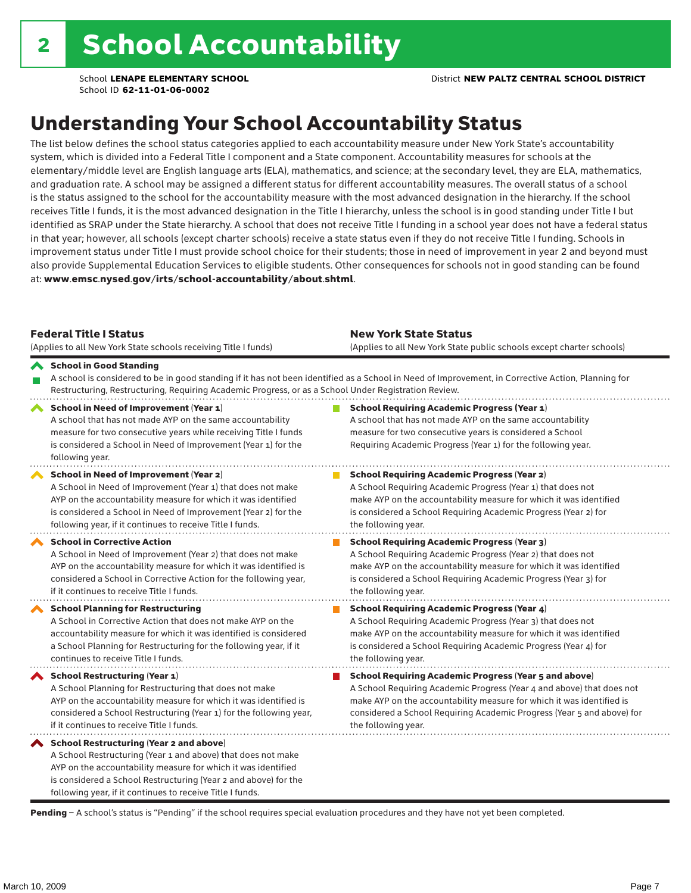# 2 School Accountability

School **LENAPE ELEMENTARY SCHOOL**
School ID **62-11-01-06-0002**

District **NEW PALTZ CENTRAL SCHOOL DISTRICT**

## Understanding Your School Accountability Status

The list below defines the school status categories applied to each accountability measure under New York State's accountability system, which is divided into a Federal Title I component and a State component. Accountability measures for schools at the elementary/middle level are English language arts (ELA), mathematics, and science; at the secondary level, they are ELA, mathematics, and graduation rate. A school may be assigned a different status for different accountability measures. The overall status of a school is the status assigned to the school for the accountability measure with the most advanced designation in the hierarchy. If the school receives Title I funds, it is the most advanced designation in the Title I hierarchy, unless the school is in good standing under Title I but identified as SRAP under the State hierarchy. A school that does not receive Title I funding in a school year does not have a federal status in that year; however, all schools (except charter schools) receive a state status even if they do not receive Title I funding. Schools in improvement status under Title I must provide school choice for their students; those in need of improvement in year 2 and beyond must also provide Supplemental Education Services to eligible students. Other consequences for schools not in good standing can be found at: **www.emsc.nysed.gov/irts/school-accountability/about.shtml**.

| **Federal Title I Status**<br>(Applies to all New York State schools receiving Title I funds) | **New York State Status**<br>(Applies to all New York State public schools except charter schools) |
|---|---|
| **School in Good Standing**<br>A school is considered to be in good standing if it has not been identified as a School in Need of Improvement, in Corrective Action, Planning for Restructuring, Restructuring, Requiring Academic Progress, or as a School Under Registration Review. | |
| **School in Need of Improvement (Year 1)**<br>A school that has not made AYP on the same accountability measure for two consecutive years while receiving Title I funds is considered a School in Need of Improvement (Year 1) for the following year. | **School Requiring Academic Progress (Year 1)**<br>A school that has not made AYP on the same accountability measure for two consecutive years is considered a School Requiring Academic Progress (Year 1) for the following year. |
| **School in Need of Improvement (Year 2)**<br>A School in Need of Improvement (Year 1) that does not make AYP on the accountability measure for which it was identified is considered a School in Need of Improvement (Year 2) for the following year, if it continues to receive Title I funds. | **School Requiring Academic Progress (Year 2)**<br>A School Requiring Academic Progress (Year 1) that does not make AYP on the accountability measure for which it was identified is considered a School Requiring Academic Progress (Year 2) for the following year. |
| **School in Corrective Action**<br>A School in Need of Improvement (Year 2) that does not make AYP on the accountability measure for which it was identified is considered a School in Corrective Action for the following year, if it continues to receive Title I funds. | **School Requiring Academic Progress (Year 3)**<br>A School Requiring Academic Progress (Year 2) that does not make AYP on the accountability measure for which it was identified is considered a School Requiring Academic Progress (Year 3) for the following year. |
| **School Planning for Restructuring**<br>A School in Corrective Action that does not make AYP on the accountability measure for which it was identified is considered a School Planning for Restructuring for the following year, if it continues to receive Title I funds. | **School Requiring Academic Progress (Year 4)**<br>A School Requiring Academic Progress (Year 3) that does not make AYP on the accountability measure for which it was identified is considered a School Requiring Academic Progress (Year 4) for the following year. |
| **School Restructuring (Year 1)**<br>A School Planning for Restructuring that does not make AYP on the accountability measure for which it was identified is considered a School Restructuring (Year 1) for the following year, if it continues to receive Title I funds. | **School Requiring Academic Progress (Year 5 and above)**<br>A School Requiring Academic Progress (Year 4 and above) that does not make AYP on the accountability measure for which it was identified is considered a School Requiring Academic Progress (Year 5 and above) for the following year. |
| **School Restructuring (Year 2 and above)**<br>A School Restructuring (Year 1 and above) that does not make AYP on the accountability measure for which it was identified is considered a School Restructuring (Year 2 and above) for the following year, if it continues to receive Title I funds. | |

**Pending** – A school's status is "Pending" if the school requires special evaluation procedures and they have not yet been completed.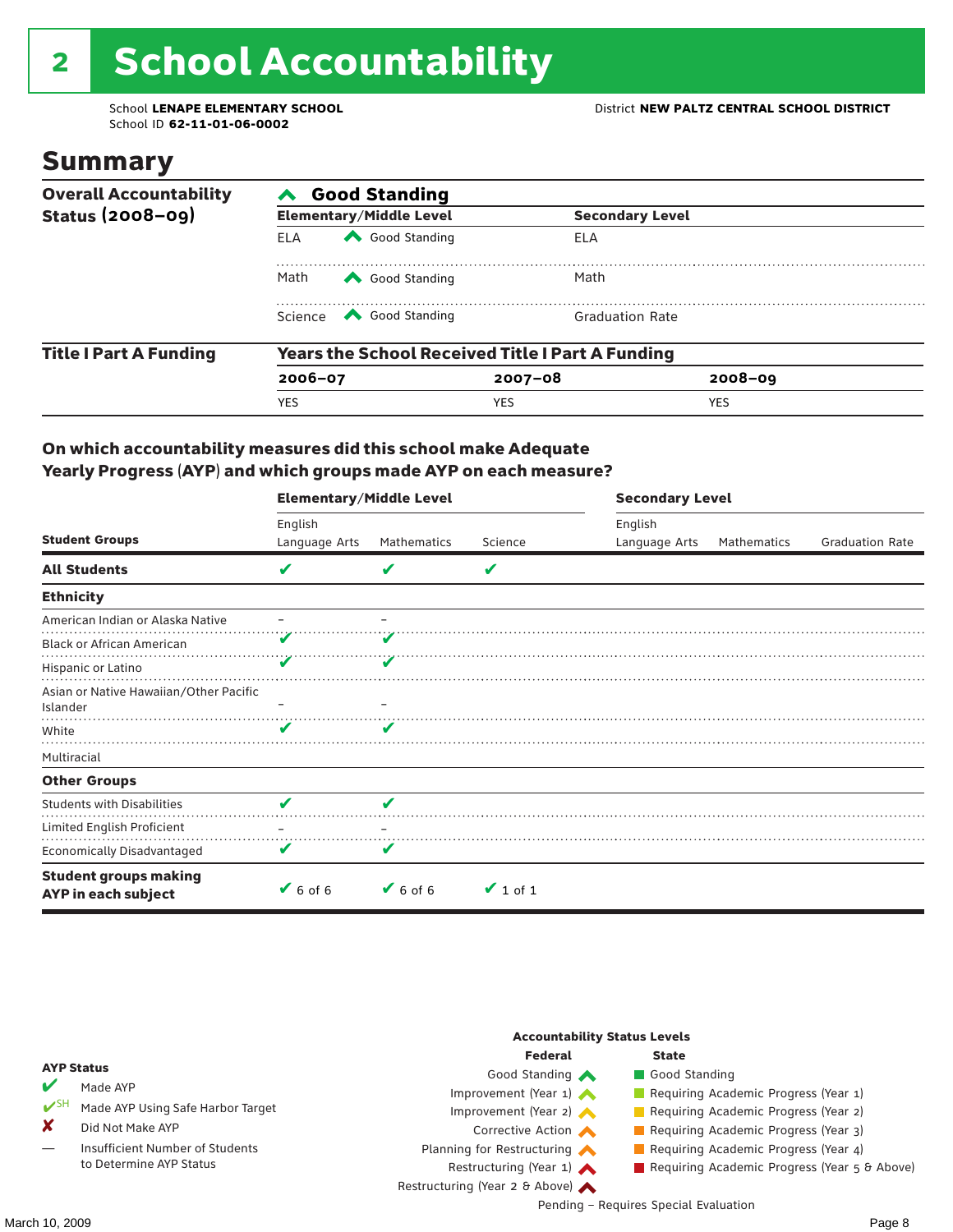# 2 School Accountability

School **LENAPE ELEMENTARY SCHOOL**
School ID **62-11-01-06-0002**

District **NEW PALTZ CENTRAL SCHOOL DISTRICT**

## Summary

**Overall Accountability Status (2008–09)**

**Good Standing**

| Elementary/Middle Level | | Secondary Level |
|---|---|---|
| ELA | Good Standing | ELA |
| Math | Good Standing | Math |
| Science | Good Standing | Graduation Rate |

**Title I Part A Funding**

**Years the School Received Title I Part A Funding**

| 2006–07 | 2007–08 | 2008–09 |
|---|---|---|
| YES | YES | YES |

### On which accountability measures did this school make Adequate Yearly Progress (AYP) and which groups made AYP on each measure?

| Student Groups | Elementary/Middle Level: English Language Arts | Elementary/Middle Level: Mathematics | Elementary/Middle Level: Science | Secondary Level: English Language Arts | Secondary Level: Mathematics | Secondary Level: Graduation Rate |
|---|---|---|---|---|---|---|
| **All Students** | ✔ | ✔ | ✔ | | | |
| **Ethnicity** | | | | | | |
| American Indian or Alaska Native | – | – | | | | |
| Black or African American | ✔ | ✔ | | | | |
| Hispanic or Latino | ✔ | ✔ | | | | |
| Asian or Native Hawaiian/Other Pacific Islander | – | – | | | | |
| White | ✔ | ✔ | | | | |
| Multiracial | | | | | | |
| **Other Groups** | | | | | | |
| Students with Disabilities | ✔ | ✔ | | | | |
| Limited English Proficient | – | – | | | | |
| Economically Disadvantaged | ✔ | ✔ | | | | |
| **Student groups making AYP in each subject** | ✔ 6 of 6 | ✔ 6 of 6 | ✔ 1 of 1 | | | |

**AYP Status**

- ✔ Made AYP
- ✔SH Made AYP Using Safe Harbor Target
- ✘ Did Not Make AYP
- — Insufficient Number of Students to Determine AYP Status

**Accountability Status Levels**

| Federal | State |
|---|---|
| Good Standing | Good Standing |
| Improvement (Year 1) | Requiring Academic Progress (Year 1) |
| Improvement (Year 2) | Requiring Academic Progress (Year 2) |
| Corrective Action | Requiring Academic Progress (Year 3) |
| Planning for Restructuring | Requiring Academic Progress (Year 4) |
| Restructuring (Year 1) | Requiring Academic Progress (Year 5 & Above) |
| Restructuring (Year 2 & Above) | |

Pending – Requires Special Evaluation

March 10, 2009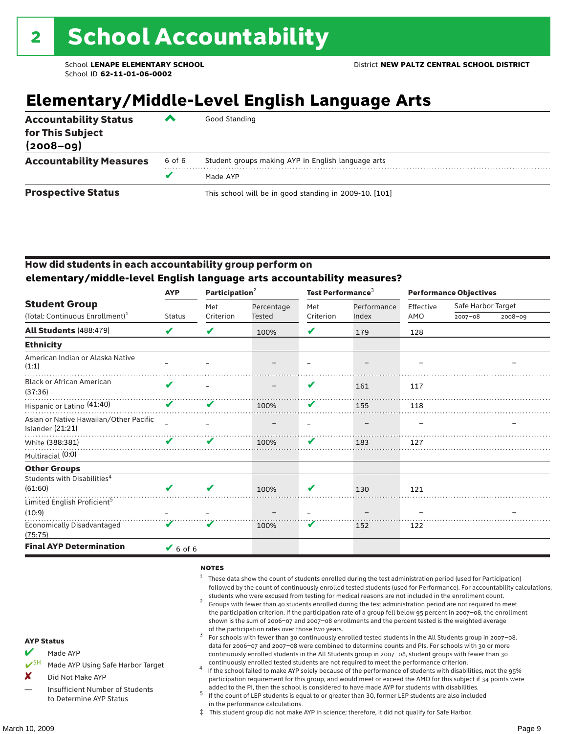# 2 School Accountability

School **LENAPE ELEMENTARY SCHOOL** District **NEW PALTZ CENTRAL SCHOOL DISTRICT**
School ID **62-11-01-06-0002**

## Elementary/Middle-Level English Language Arts

| | | |
|---|---|---|
| **Accountability Status for This Subject (2008–09)** | ^ | Good Standing |
| **Accountability Measures** | 6 of 6 | Student groups making AYP in English language arts |
| | ✔ | Made AYP |
| **Prospective Status** | | This school will be in good standing in 2009-10. [101] |

### How did students in each accountability group perform on elementary/middle-level English language arts accountability measures?

| Student Group (Total: Continuous Enrollment)[1] | AYP | Participation[2] | | Test Performance[3] | | Performance Objectives | | |
|---|---|---|---|---|---|---|---|---|
| | Status | Met Criterion | Percentage Tested | Met Criterion | Performance Index | Effective AMO | Safe Harbor Target 2007–08 | Safe Harbor Target 2008–09 |
| **All Students** (488:479) | ✔ | ✔ | 100% | ✔ | 179 | 128 | | |
| **Ethnicity** | | | | | | | | |
| American Indian or Alaska Native (1:1) | – | – | – | – | – | – | | – |
| Black or African American (37:36) | ✔ | – | – | ✔ | 161 | 117 | | |
| Hispanic or Latino (41:40) | ✔ | ✔ | 100% | ✔ | 155 | 118 | | |
| Asian or Native Hawaiian/Other Pacific Islander (21:21) | – | – | – | – | – | – | | – |
| White (388:381) | ✔ | ✔ | 100% | ✔ | 183 | 127 | | |
| Multiracial (0:0) | | | | | | | | |
| **Other Groups** | | | | | | | | |
| Students with Disabilities[4] (61:60) | ✔ | ✔ | 100% | ✔ | 130 | 121 | | |
| Limited English Proficient[5] (10:9) | – | – | – | – | – | – | | – |
| Economically Disadvantaged (75:75) | ✔ | ✔ | 100% | ✔ | 152 | 122 | | |
| **Final AYP Determination** | ✔ 6 of 6 | | | | | | | |

**AYP Status**

- ✔ Made AYP
- ✔SH Made AYP Using Safe Harbor Target
- ✘ Did Not Make AYP
- — Insufficient Number of Students to Determine AYP Status

**NOTES**

1. These data show the count of students enrolled during the test administration period (used for Participation) followed by the count of continuously enrolled tested students (used for Performance). For accountability calculations, students who were excused from testing for medical reasons are not included in the enrollment count.
2. Groups with fewer than 40 students enrolled during the test administration period are not required to meet the participation criterion. If the participation rate of a group fell below 95 percent in 2007–08, the enrollment shown is the sum of 2006–07 and 2007–08 enrollments and the percent tested is the weighted average of the participation rates over those two years.
3. For schools with fewer than 30 continuously enrolled tested students in the All Students group in 2007–08, data for 2006–07 and 2007–08 were combined to determine counts and PIs. For schools with 30 or more continuously enrolled students in the All Students group in 2007–08, student groups with fewer than 30 continuously enrolled tested students are not required to meet the performance criterion.
4. If the school failed to make AYP solely because of the performance of students with disabilities, met the 95% participation requirement for this group, and would meet or exceed the AMO for this subject if 34 points were added to the PI, then the school is considered to have made AYP for students with disabilities.
5. If the count of LEP students is equal to or greater than 30, former LEP students are also included in the performance calculations.

‡ This student group did not make AYP in science; therefore, it did not qualify for Safe Harbor.

March 10, 2009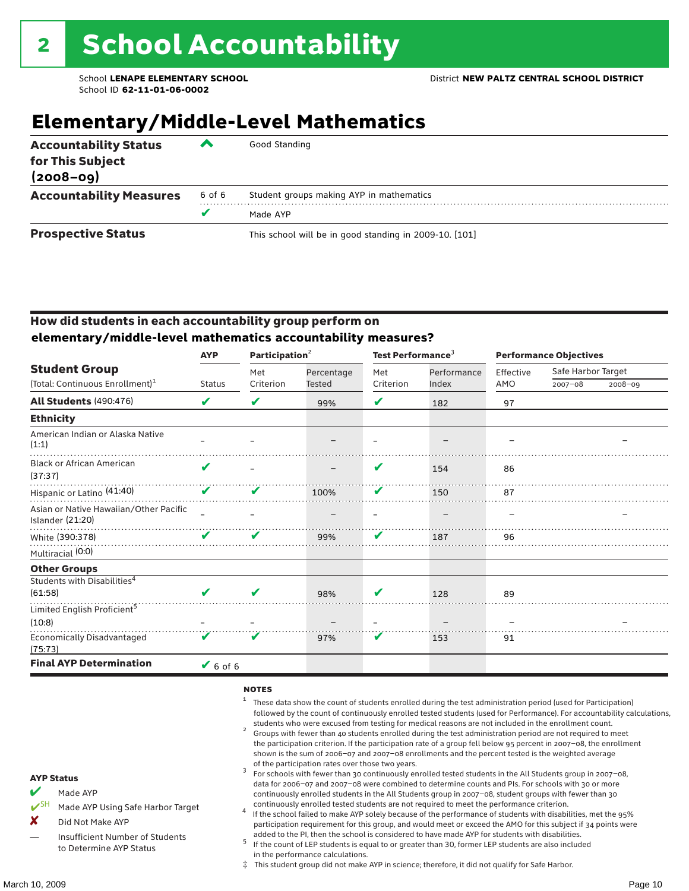# 2 School Accountability

School **LENAPE ELEMENTARY SCHOOL**
School ID **62-11-01-06-0002**

District **NEW PALTZ CENTRAL SCHOOL DISTRICT**

## Elementary/Middle-Level Mathematics

| | | |
|---|---|---|
| **Accountability Status for This Subject (2008–09)** | ^ | Good Standing |
| **Accountability Measures** | 6 of 6 | Student groups making AYP in mathematics |
| | ✔ | Made AYP |
| **Prospective Status** | | This school will be in good standing in 2009-10. [101] |

### How did students in each accountability group perform on elementary/middle-level mathematics accountability measures?

| Student Group (Total: Continuous Enrollment)[1] | AYP Status | Participation[2] Met Criterion | Participation[2] Percentage Tested | Test Performance[3] Met Criterion | Test Performance[3] Performance Index | Performance Objectives Effective AMO | Safe Harbor Target 2007–08 | Safe Harbor Target 2008–09 |
|---|---|---|---|---|---|---|---|---|
| **All Students** (490:476) | ✔ | ✔ | 99% | ✔ | 182 | 97 | | |
| **Ethnicity** | | | | | | | | |
| American Indian or Alaska Native (1:1) | – | – | – | – | – | – | | – |
| Black or African American (37:37) | ✔ | – | – | ✔ | 154 | 86 | | |
| Hispanic or Latino (41:40) | ✔ | ✔ | 100% | ✔ | 150 | 87 | | |
| Asian or Native Hawaiian/Other Pacific Islander (21:20) | – | – | – | – | – | – | | – |
| White (390:378) | ✔ | ✔ | 99% | ✔ | 187 | 96 | | |
| Multiracial (0:0) | | | | | | | | |
| **Other Groups** | | | | | | | | |
| Students with Disabilities[4] (61:58) | ✔ | ✔ | 98% | ✔ | 128 | 89 | | |
| Limited English Proficient[5] (10:8) | – | – | – | – | – | – | | – |
| Economically Disadvantaged (75:73) | ✔ | ✔ | 97% | ✔ | 153 | 91 | | |
| **Final AYP Determination** | ✔ 6 of 6 | | | | | | | |

**AYP Status**

- ✔ Made AYP
- ✔SH Made AYP Using Safe Harbor Target
- ✘ Did Not Make AYP
- — Insufficient Number of Students to Determine AYP Status

**NOTES**

1. These data show the count of students enrolled during the test administration period (used for Participation) followed by the count of continuously enrolled tested students (used for Performance). For accountability calculations, students who were excused from testing for medical reasons are not included in the enrollment count.
2. Groups with fewer than 40 students enrolled during the test administration period are not required to meet the participation criterion. If the participation rate of a group fell below 95 percent in 2007–08, the enrollment shown is the sum of 2006–07 and 2007–08 enrollments and the percent tested is the weighted average of the participation rates over those two years.
3. For schools with fewer than 30 continuously enrolled tested students in the All Students group in 2007–08, data for 2006–07 and 2007–08 were combined to determine counts and PIs. For schools with 30 or more continuously enrolled students in the All Students group in 2007–08, student groups with fewer than 30 continuously enrolled tested students are not required to meet the performance criterion.
4. If the school failed to make AYP solely because of the performance of students with disabilities, met the 95% participation requirement for this group, and would meet or exceed the AMO for this subject if 34 points were added to the PI, then the school is considered to have made AYP for students with disabilities.
5. If the count of LEP students is equal to or greater than 30, former LEP students are also included in the performance calculations.

‡ This student group did not make AYP in science; therefore, it did not qualify for Safe Harbor.

March 10, 2009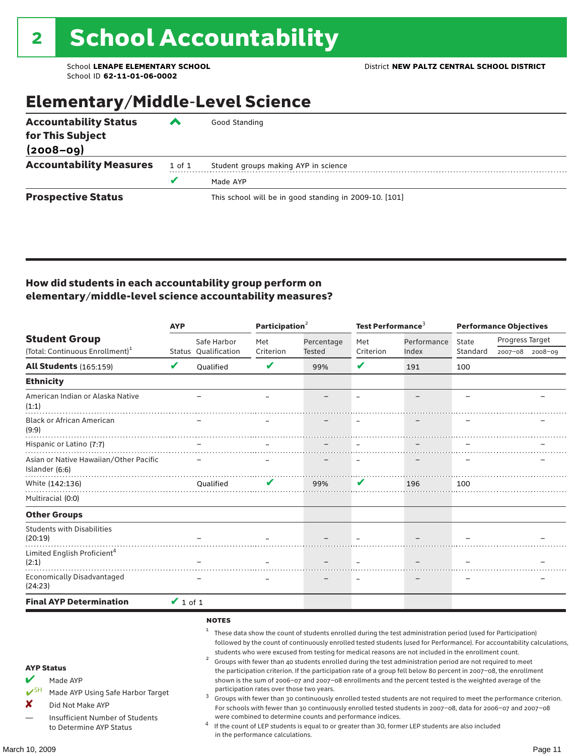# 2 School Accountability

School **LENAPE ELEMENTARY SCHOOL**
School ID **62-11-01-06-0002**

District **NEW PALTZ CENTRAL SCHOOL DISTRICT**

## Elementary/Middle-Level Science

| | | |
|---|---|---|
| **Accountability Status for This Subject (2008–09)** | ^ | Good Standing |
| **Accountability Measures** | 1 of 1 | Student groups making AYP in science |
| | ✔ | Made AYP |
| **Prospective Status** | | This school will be in good standing in 2009-10. [101] |

### How did students in each accountability group perform on elementary/middle-level science accountability measures?

| Student Group (Total: Continuous Enrollment)[1] | AYP | | Participation[2] | | Test Performance[3] | | Performance Objectives | | |
|---|---|---|---|---|---|---|---|---|---|
| | Status | Safe Harbor Qualification | Met Criterion | Percentage Tested | Met Criterion | Performance Index | State Standard | Progress Target 2007–08 | Progress Target 2008–09 |
| **All Students** (165:159) | ✔ | Qualified | ✔ | 99% | ✔ | 191 | 100 | | |
| **Ethnicity** | | | | | | | | | |
| American Indian or Alaska Native (1:1) | | – | – | – | – | – | – | | – |
| Black or African American (9:9) | | – | – | – | – | – | – | | – |
| Hispanic or Latino (7:7) | | – | – | – | – | – | – | | – |
| Asian or Native Hawaiian/Other Pacific Islander (6:6) | | – | – | – | – | – | – | | – |
| White (142:136) | | Qualified | ✔ | 99% | ✔ | 196 | 100 | | |
| Multiracial (0:0) | | | | | | | | | |
| **Other Groups** | | | | | | | | | |
| Students with Disabilities (20:19) | | – | – | – | – | – | – | | – |
| Limited English Proficient[4] (2:1) | | – | – | – | – | – | – | | – |
| Economically Disadvantaged (24:23) | | – | – | – | – | – | – | | – |
| **Final AYP Determination** | ✔ 1 of 1 | | | | | | | | |

**AYP Status**

- ✔ Made AYP
- ✔SH Made AYP Using Safe Harbor Target
- ✘ Did Not Make AYP
- — Insufficient Number of Students to Determine AYP Status

**NOTES**

1. These data show the count of students enrolled during the test administration period (used for Participation) followed by the count of continuously enrolled tested students (used for Performance). For accountability calculations, students who were excused from testing for medical reasons are not included in the enrollment count.
2. Groups with fewer than 40 students enrolled during the test administration period are not required to meet the participation criterion. If the participation rate of a group fell below 80 percent in 2007–08, the enrollment shown is the sum of 2006–07 and 2007–08 enrollments and the percent tested is the weighted average of the participation rates over those two years.
3. Groups with fewer than 30 continuously enrolled tested students are not required to meet the performance criterion. For schools with fewer than 30 continuously enrolled tested students in 2007–08, data for 2006–07 and 2007–08 were combined to determine counts and performance indices.
4. If the count of LEP students is equal to or greater than 30, former LEP students are also included in the performance calculations.

March 10, 2009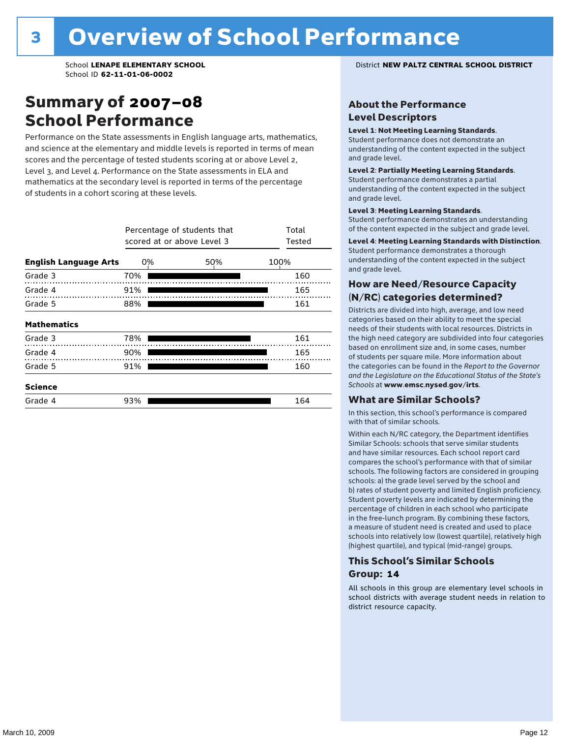# 3 Overview of School Performance

School **LENAPE ELEMENTARY SCHOOL**
School ID **62-11-01-06-0002**

District **NEW PALTZ CENTRAL SCHOOL DISTRICT**

## Summary of 2007–08 School Performance

Performance on the State assessments in English language arts, mathematics, and science at the elementary and middle levels is reported in terms of mean scores and the percentage of tested students scoring at or above Level 2, Level 3, and Level 4. Performance on the State assessments in ELA and mathematics at the secondary level is reported in terms of the percentage of students in a cohort scoring at these levels.

| | Percentage of students that scored at or above Level 3 | Total Tested |
|---|---|---|
| **English Language Arts** | | |
| Grade 3 | 70% | 160 |
| Grade 4 | 91% | 165 |
| Grade 5 | 88% | 161 |
| **Mathematics** | | |
| Grade 3 | 78% | 161 |
| Grade 4 | 90% | 165 |
| Grade 5 | 91% | 160 |
| **Science** | | |
| Grade 4 | 93% | 164 |

### About the Performance Level Descriptors

**Level 1: Not Meeting Learning Standards.** Student performance does not demonstrate an understanding of the content expected in the subject and grade level.

**Level 2: Partially Meeting Learning Standards.** Student performance demonstrates a partial understanding of the content expected in the subject and grade level.

**Level 3: Meeting Learning Standards.** Student performance demonstrates an understanding of the content expected in the subject and grade level.

**Level 4: Meeting Learning Standards with Distinction.** Student performance demonstrates a thorough understanding of the content expected in the subject and grade level.

### How are Need/Resource Capacity (N/RC) categories determined?

Districts are divided into high, average, and low need categories based on their ability to meet the special needs of their students with local resources. Districts in the high need category are subdivided into four categories based on enrollment size and, in some cases, number of students per square mile. More information about the categories can be found in the *Report to the Governor and the Legislature on the Educational Status of the State's Schools* at **www.emsc.nysed.gov/irts**.

### What are Similar Schools?

In this section, this school's performance is compared with that of similar schools.

Within each N/RC category, the Department identifies Similar Schools: schools that serve similar students and have similar resources. Each school report card compares the school's performance with that of similar schools. The following factors are considered in grouping schools: a) the grade level served by the school and b) rates of student poverty and limited English proficiency. Student poverty levels are indicated by determining the percentage of children in each school who participate in the free-lunch program. By combining these factors, a measure of student need is created and used to place schools into relatively low (lowest quartile), relatively high (highest quartile), and typical (mid-range) groups.

### This School's Similar Schools Group: 14

All schools in this group are elementary level schools in school districts with average student needs in relation to district resource capacity.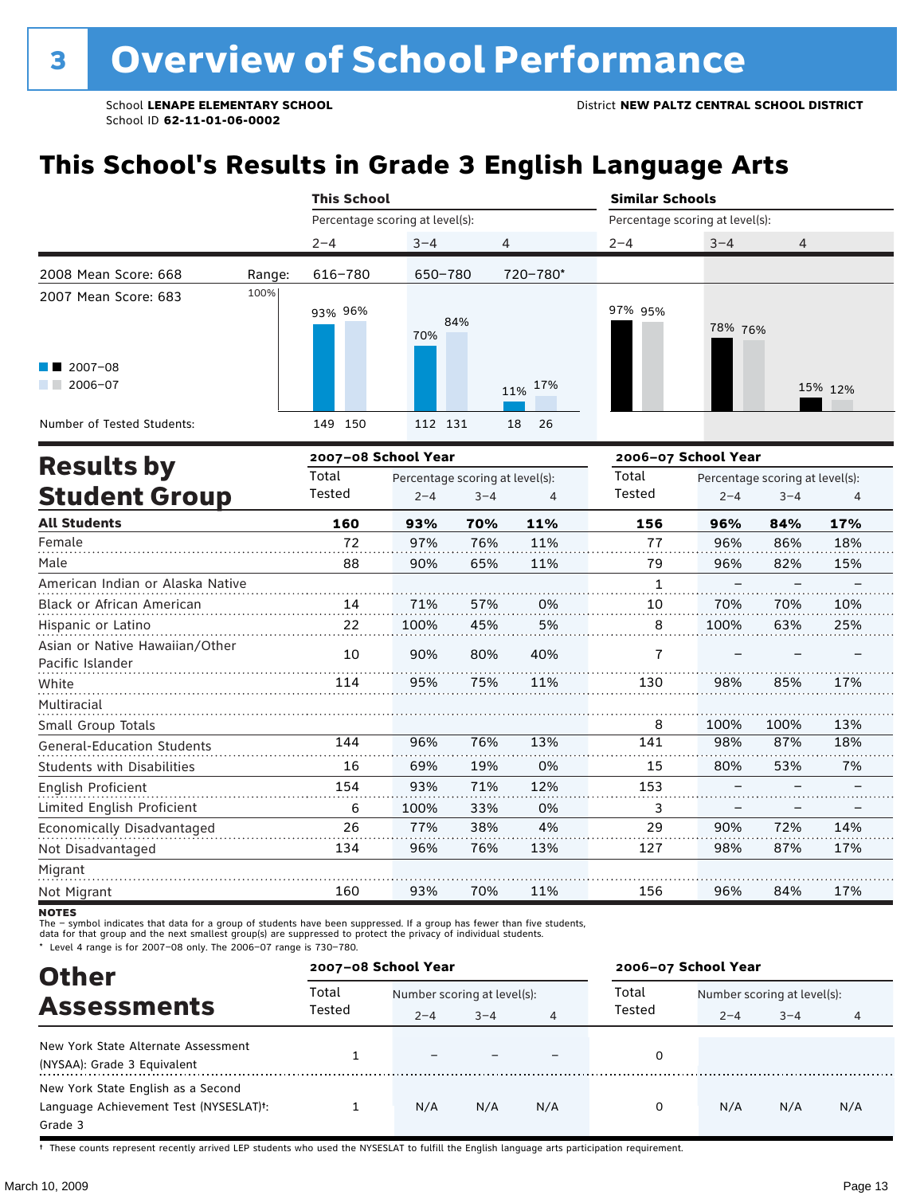# 3 Overview of School Performance

School **LENAPE ELEMENTARY SCHOOL**
School ID **62-11-01-06-0002**

District **NEW PALTZ CENTRAL SCHOOL DISTRICT**

## This School's Results in Grade 3 English Language Arts

| | | This School | | | Similar Schools | | |
|---|---|---|---|---|---|---|---|
| | | Percentage scoring at level(s): | | | Percentage scoring at level(s): | | |
| | | 2–4 | 3–4 | 4 | 2–4 | 3–4 | 4 |
| 2008 Mean Score: 668 | Range: | 616–780 | 650–780 | 720–780* | | | |
| 2007 Mean Score: 683 | 2007–08 | 93% | 70% | 11% | 97% | 78% | 15% |
| | 2006–07 | 96% | 84% | 17% | 95% | 76% | 12% |
| Number of Tested Students: | 2007–08 | 149 | 112 | 18 | | | |
| | 2006–07 | 150 | 131 | 26 | | | |

## Results by Student Group

| | 2007–08 School Year | | | | 2006–07 School Year | | | |
|---|---|---|---|---|---|---|---|---|
| | Total Tested | Percentage scoring at level(s): 2–4 | 3–4 | 4 | Total Tested | Percentage scoring at level(s): 2–4 | 3–4 | 4 |
| **All Students** | **160** | **93%** | **70%** | **11%** | **156** | **96%** | **84%** | **17%** |
| Female | 72 | 97% | 76% | 11% | 77 | 96% | 86% | 18% |
| Male | 88 | 90% | 65% | 11% | 79 | 96% | 82% | 15% |
| American Indian or Alaska Native | | | | | 1 | – | – | – |
| Black or African American | 14 | 71% | 57% | 0% | 10 | 70% | 70% | 10% |
| Hispanic or Latino | 22 | 100% | 45% | 5% | 8 | 100% | 63% | 25% |
| Asian or Native Hawaiian/Other Pacific Islander | 10 | 90% | 80% | 40% | 7 | – | – | – |
| White | 114 | 95% | 75% | 11% | 130 | 98% | 85% | 17% |
| Multiracial | | | | | | | | |
| Small Group Totals | | | | | 8 | 100% | 100% | 13% |
| General-Education Students | 144 | 96% | 76% | 13% | 141 | 98% | 87% | 18% |
| Students with Disabilities | 16 | 69% | 19% | 0% | 15 | 80% | 53% | 7% |
| English Proficient | 154 | 93% | 71% | 12% | 153 | – | – | – |
| Limited English Proficient | 6 | 100% | 33% | 0% | 3 | – | – | – |
| Economically Disadvantaged | 26 | 77% | 38% | 4% | 29 | 90% | 72% | 14% |
| Not Disadvantaged | 134 | 96% | 76% | 13% | 127 | 98% | 87% | 17% |
| Migrant | | | | | | | | |
| Not Migrant | 160 | 93% | 70% | 11% | 156 | 96% | 84% | 17% |

**NOTES**

The – symbol indicates that data for a group of students have been suppressed. If a group has fewer than five students, data for that group and the next smallest group(s) are suppressed to protect the privacy of individual students.

\* Level 4 range is for 2007–08 only. The 2006–07 range is 730–780.

## Other Assessments

| | 2007–08 School Year | | | | 2006–07 School Year | | | |
|---|---|---|---|---|---|---|---|---|
| | Total Tested | Number scoring at level(s): 2–4 | 3–4 | 4 | Total Tested | Number scoring at level(s): 2–4 | 3–4 | 4 |
| New York State Alternate Assessment (NYSAA): Grade 3 Equivalent | 1 | – | – | – | 0 | | | |
| New York State English as a Second Language Achievement Test (NYSESLAT)†: Grade 3 | 1 | N/A | N/A | N/A | 0 | N/A | N/A | N/A |

† These counts represent recently arrived LEP students who used the NYSESLAT to fulfill the English language arts participation requirement.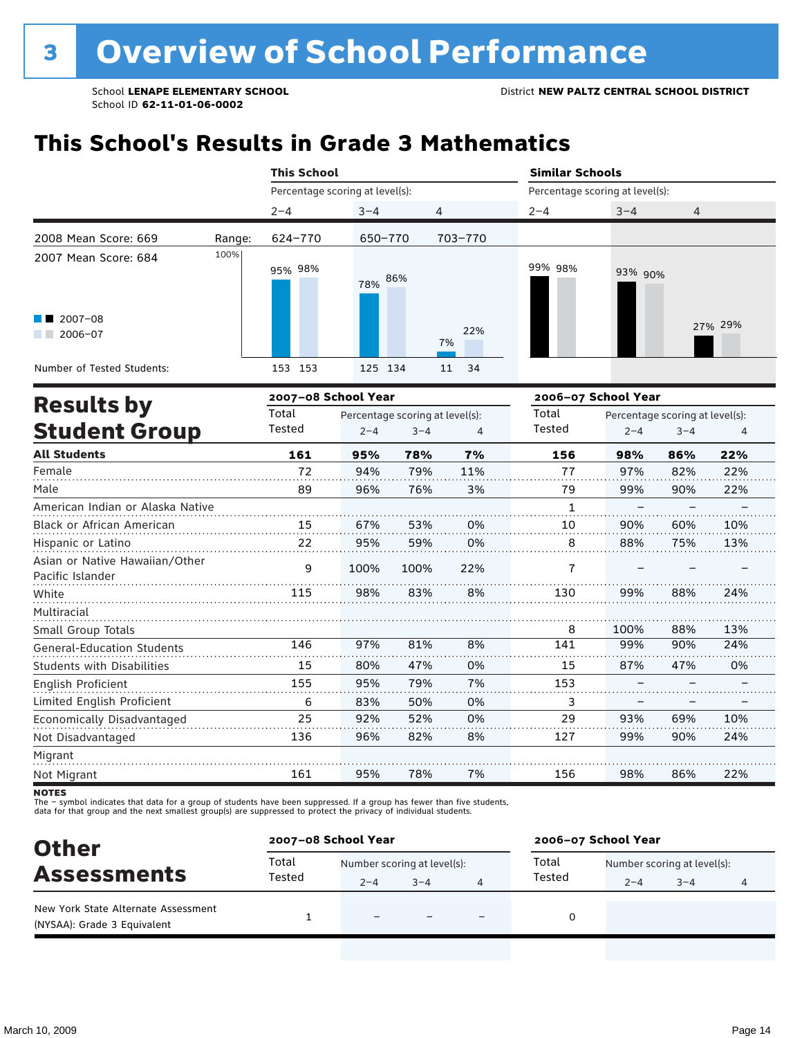# 3 Overview of School Performance

School **LENAPE ELEMENTARY SCHOOL**
School ID **62-11-01-06-0002**

District **NEW PALTZ CENTRAL SCHOOL DISTRICT**

## This School's Results in Grade 3 Mathematics

| | | This School | | | Similar Schools | | |
|---|---|---|---|---|---|---|---|
| | | Percentage scoring at level(s): | | | Percentage scoring at level(s): | | |
| | | 2–4 | 3–4 | 4 | 2–4 | 3–4 | 4 |
| 2008 Mean Score: 669 | Range: | 624–770 | 650–770 | 703–770 | | | |
| 2007 Mean Score: 684 | | | | | | | |
| 2007–08 | | 95% | 78% | 7% | 99% | 93% | 27% |
| 2006–07 | | 98% | 86% | 22% | 98% | 90% | 29% |
| Number of Tested Students: | | 153 153 | 125 134 | 11 34 | | | |

## Results by Student Group

| | 2007–08 School Year | | | | 2006–07 School Year | | | |
|---|---|---|---|---|---|---|---|---|
| | Total Tested | Percentage scoring at level(s): 2–4 | 3–4 | 4 | Total Tested | Percentage scoring at level(s): 2–4 | 3–4 | 4 |
| **All Students** | **161** | **95%** | **78%** | **7%** | **156** | **98%** | **86%** | **22%** |
| Female | 72 | 94% | 79% | 11% | 77 | 97% | 82% | 22% |
| Male | 89 | 96% | 76% | 3% | 79 | 99% | 90% | 22% |
| American Indian or Alaska Native | | | | | 1 | – | – | – |
| Black or African American | 15 | 67% | 53% | 0% | 10 | 90% | 60% | 10% |
| Hispanic or Latino | 22 | 95% | 59% | 0% | 8 | 88% | 75% | 13% |
| Asian or Native Hawaiian/Other Pacific Islander | 9 | 100% | 100% | 22% | 7 | – | – | – |
| White | 115 | 98% | 83% | 8% | 130 | 99% | 88% | 24% |
| Multiracial | | | | | | | | |
| Small Group Totals | | | | | 8 | 100% | 88% | 13% |
| General-Education Students | 146 | 97% | 81% | 8% | 141 | 99% | 90% | 24% |
| Students with Disabilities | 15 | 80% | 47% | 0% | 15 | 87% | 47% | 0% |
| English Proficient | 155 | 95% | 79% | 7% | 153 | – | – | – |
| Limited English Proficient | 6 | 83% | 50% | 0% | 3 | – | – | – |
| Economically Disadvantaged | 25 | 92% | 52% | 0% | 29 | 93% | 69% | 10% |
| Not Disadvantaged | 136 | 96% | 82% | 8% | 127 | 99% | 90% | 24% |
| Migrant | | | | | | | | |
| Not Migrant | 161 | 95% | 78% | 7% | 156 | 98% | 86% | 22% |

**NOTES**
The – symbol indicates that data for a group of students have been suppressed. If a group has fewer than five students, data for that group and the next smallest group(s) are suppressed to protect the privacy of individual students.

## Other Assessments

| | 2007–08 School Year | | | | 2006–07 School Year | | | |
|---|---|---|---|---|---|---|---|---|
| | Total Tested | Number scoring at level(s): 2–4 | 3–4 | 4 | Total Tested | Number scoring at level(s): 2–4 | 3–4 | 4 |
| New York State Alternate Assessment (NYSAA): Grade 3 Equivalent | 1 | – | – | – | 0 | | | |

March 10, 2009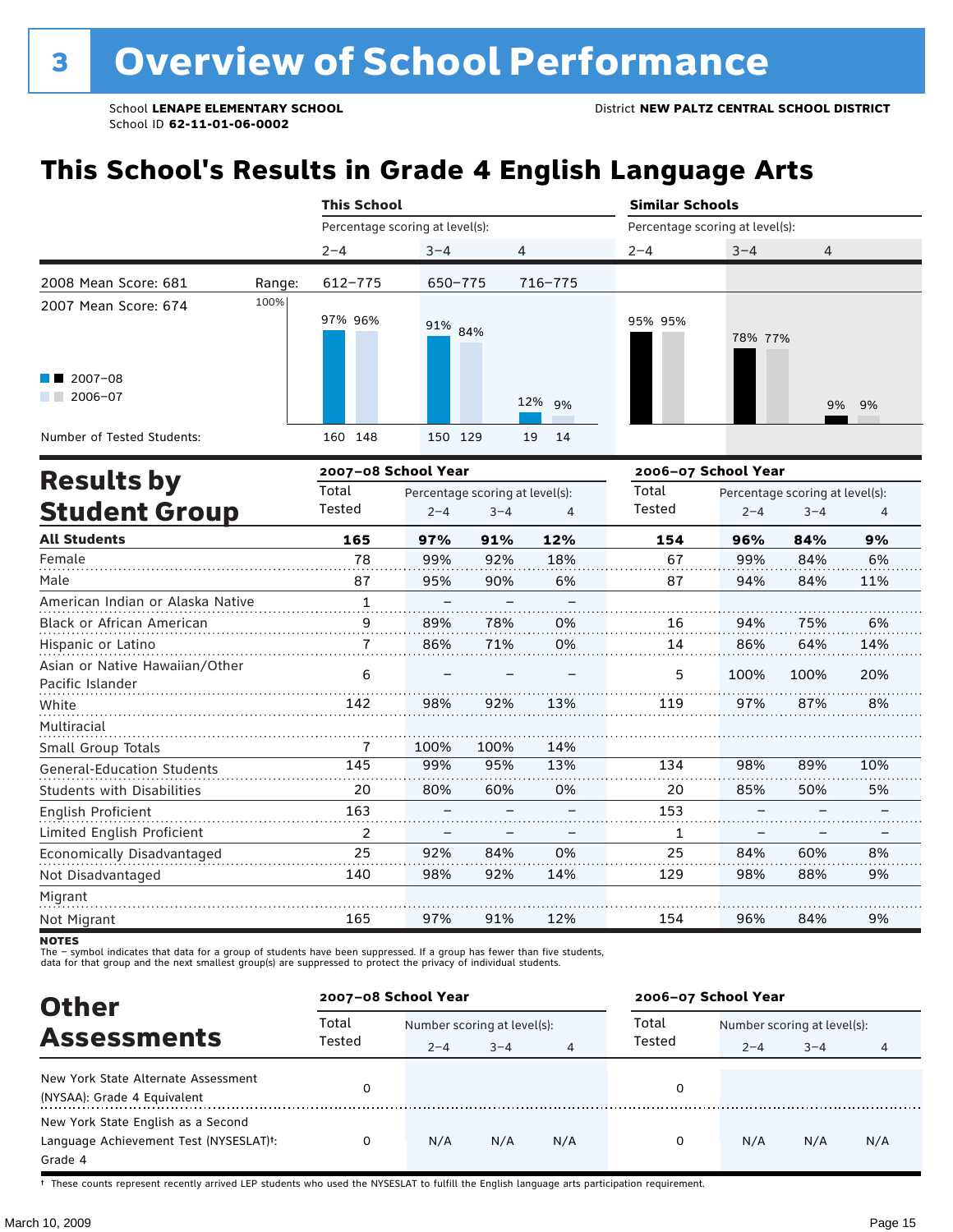# 3 Overview of School Performance

School **LENAPE ELEMENTARY SCHOOL**
School ID **62-11-01-06-0002**

District **NEW PALTZ CENTRAL SCHOOL DISTRICT**

## This School's Results in Grade 4 English Language Arts

| | | This School | | | Similar Schools | | |
|---|---|---|---|---|---|---|---|
| | | Percentage scoring at level(s): | | | Percentage scoring at level(s): | | |
| | | 2–4 | 3–4 | 4 | 2–4 | 3–4 | 4 |
| 2008 Mean Score: 681 | Range: | 612–775 | 650–775 | 716–775 | | | |
| 2007 Mean Score: 674 | | | | | | | |
| 2007–08 | | 97% | 91% | 12% | 95% | 78% | 9% |
| 2006–07 | | 96% | 84% | 9% | 95% | 77% | 9% |
| Number of Tested Students: 2007–08 | | 160 | 150 | 19 | | | |
| Number of Tested Students: 2006–07 | | 148 | 129 | 14 | | | |

## Results by Student Group

| | 2007–08 School Year | | | | 2006–07 School Year | | | |
|---|---|---|---|---|---|---|---|---|
| | Total Tested | Percentage scoring at level(s): | | | Total Tested | Percentage scoring at level(s): | | |
| | | 2–4 | 3–4 | 4 | | 2–4 | 3–4 | 4 |
| **All Students** | **165** | **97%** | **91%** | **12%** | **154** | **96%** | **84%** | **9%** |
| Female | 78 | 99% | 92% | 18% | 67 | 99% | 84% | 6% |
| Male | 87 | 95% | 90% | 6% | 87 | 94% | 84% | 11% |
| American Indian or Alaska Native | 1 | – | – | – | | | | |
| Black or African American | 9 | 89% | 78% | 0% | 16 | 94% | 75% | 6% |
| Hispanic or Latino | 7 | 86% | 71% | 0% | 14 | 86% | 64% | 14% |
| Asian or Native Hawaiian/Other Pacific Islander | 6 | – | – | – | 5 | 100% | 100% | 20% |
| White | 142 | 98% | 92% | 13% | 119 | 97% | 87% | 8% |
| Multiracial | | | | | | | | |
| Small Group Totals | 7 | 100% | 100% | 14% | | | | |
| General-Education Students | 145 | 99% | 95% | 13% | 134 | 98% | 89% | 10% |
| Students with Disabilities | 20 | 80% | 60% | 0% | 20 | 85% | 50% | 5% |
| English Proficient | 163 | – | – | – | 153 | – | – | – |
| Limited English Proficient | 2 | – | – | – | 1 | – | – | – |
| Economically Disadvantaged | 25 | 92% | 84% | 0% | 25 | 84% | 60% | 8% |
| Not Disadvantaged | 140 | 98% | 92% | 14% | 129 | 98% | 88% | 9% |
| Migrant | | | | | | | | |
| Not Migrant | 165 | 97% | 91% | 12% | 154 | 96% | 84% | 9% |

**NOTES**
The – symbol indicates that data for a group of students have been suppressed. If a group has fewer than five students, data for that group and the next smallest group(s) are suppressed to protect the privacy of individual students.

## Other Assessments

| | 2007–08 School Year | | | | 2006–07 School Year | | | |
|---|---|---|---|---|---|---|---|---|
| | Total Tested | Number scoring at level(s): | | | Total Tested | Number scoring at level(s): | | |
| | | 2–4 | 3–4 | 4 | | 2–4 | 3–4 | 4 |
| New York State Alternate Assessment (NYSAA): Grade 4 Equivalent | 0 | | | | 0 | | | |
| New York State English as a Second Language Achievement Test (NYSESLAT)†: Grade 4 | 0 | N/A | N/A | N/A | 0 | N/A | N/A | N/A |

† These counts represent recently arrived LEP students who used the NYSESLAT to fulfill the English language arts participation requirement.

March 10, 2009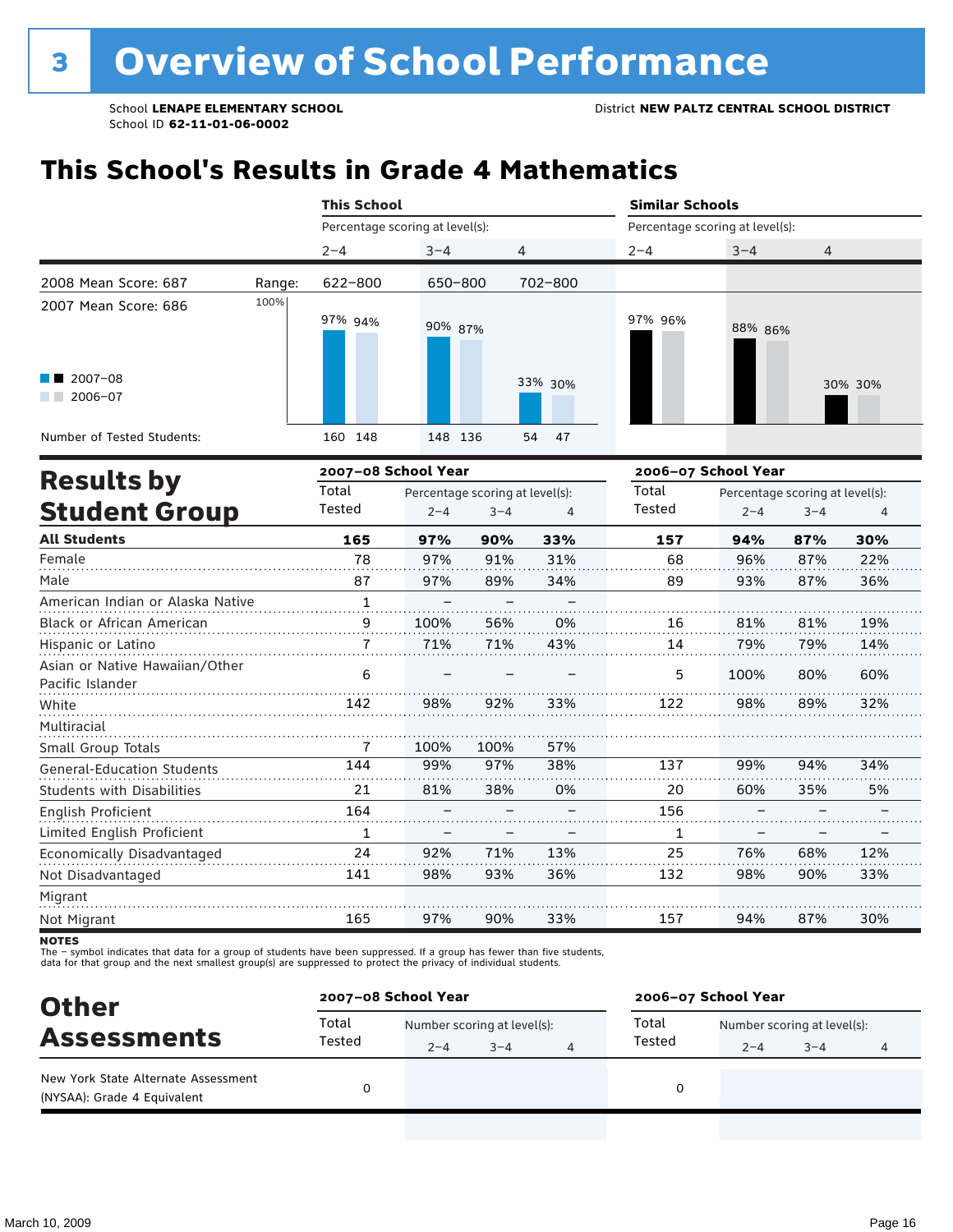# 3 Overview of School Performance

School **LENAPE ELEMENTARY SCHOOL** District **NEW PALTZ CENTRAL SCHOOL DISTRICT**
School ID **62-11-01-06-0002**

## This School's Results in Grade 4 Mathematics

| | This School | | | Similar Schools | | |
|---|---|---|---|---|---|---|
| | Percentage scoring at level(s): | | | Percentage scoring at level(s): | | |
| | 2–4 | 3–4 | 4 | 2–4 | 3–4 | 4 |
| 2008 Mean Score: 687 Range: | 622–800 | 650–800 | 702–800 | | | |
| 2007 Mean Score: 686 | | | | | | |
| 2007–08 | 97% | 90% | 33% | 97% | 88% | 30% |
| 2006–07 | 94% | 87% | 30% | 96% | 86% | 30% |
| Number of Tested Students: | 160 148 | 148 136 | 54 47 | | | |

## Results by Student Group

| | 2007–08 School Year | | | | 2006–07 School Year | | | |
|---|---|---|---|---|---|---|---|---|
| | Total Tested | Percentage scoring at level(s): 2–4 | 3–4 | 4 | Total Tested | Percentage scoring at level(s): 2–4 | 3–4 | 4 |
| **All Students** | **165** | **97%** | **90%** | **33%** | **157** | **94%** | **87%** | **30%** |
| Female | 78 | 97% | 91% | 31% | 68 | 96% | 87% | 22% |
| Male | 87 | 97% | 89% | 34% | 89 | 93% | 87% | 36% |
| American Indian or Alaska Native | 1 | – | – | – | | | | |
| Black or African American | 9 | 100% | 56% | 0% | 16 | 81% | 81% | 19% |
| Hispanic or Latino | 7 | 71% | 71% | 43% | 14 | 79% | 79% | 14% |
| Asian or Native Hawaiian/Other Pacific Islander | 6 | – | – | – | 5 | 100% | 80% | 60% |
| White | 142 | 98% | 92% | 33% | 122 | 98% | 89% | 32% |
| Multiracial | | | | | | | | |
| Small Group Totals | 7 | 100% | 100% | 57% | | | | |
| General-Education Students | 144 | 99% | 97% | 38% | 137 | 99% | 94% | 34% |
| Students with Disabilities | 21 | 81% | 38% | 0% | 20 | 60% | 35% | 5% |
| English Proficient | 164 | – | – | – | 156 | – | – | – |
| Limited English Proficient | 1 | – | – | – | 1 | – | – | – |
| Economically Disadvantaged | 24 | 92% | 71% | 13% | 25 | 76% | 68% | 12% |
| Not Disadvantaged | 141 | 98% | 93% | 36% | 132 | 98% | 90% | 33% |
| Migrant | | | | | | | | |
| Not Migrant | 165 | 97% | 90% | 33% | 157 | 94% | 87% | 30% |

**NOTES**
The – symbol indicates that data for a group of students have been suppressed. If a group has fewer than five students, data for that group and the next smallest group(s) are suppressed to protect the privacy of individual students.

## Other Assessments

| | 2007–08 School Year | | | | 2006–07 School Year | | | |
|---|---|---|---|---|---|---|---|---|
| | Total Tested | Number scoring at level(s): 2–4 | 3–4 | 4 | Total Tested | Number scoring at level(s): 2–4 | 3–4 | 4 |
| New York State Alternate Assessment (NYSAA): Grade 4 Equivalent | 0 | | | | 0 | | | |

March 10, 2009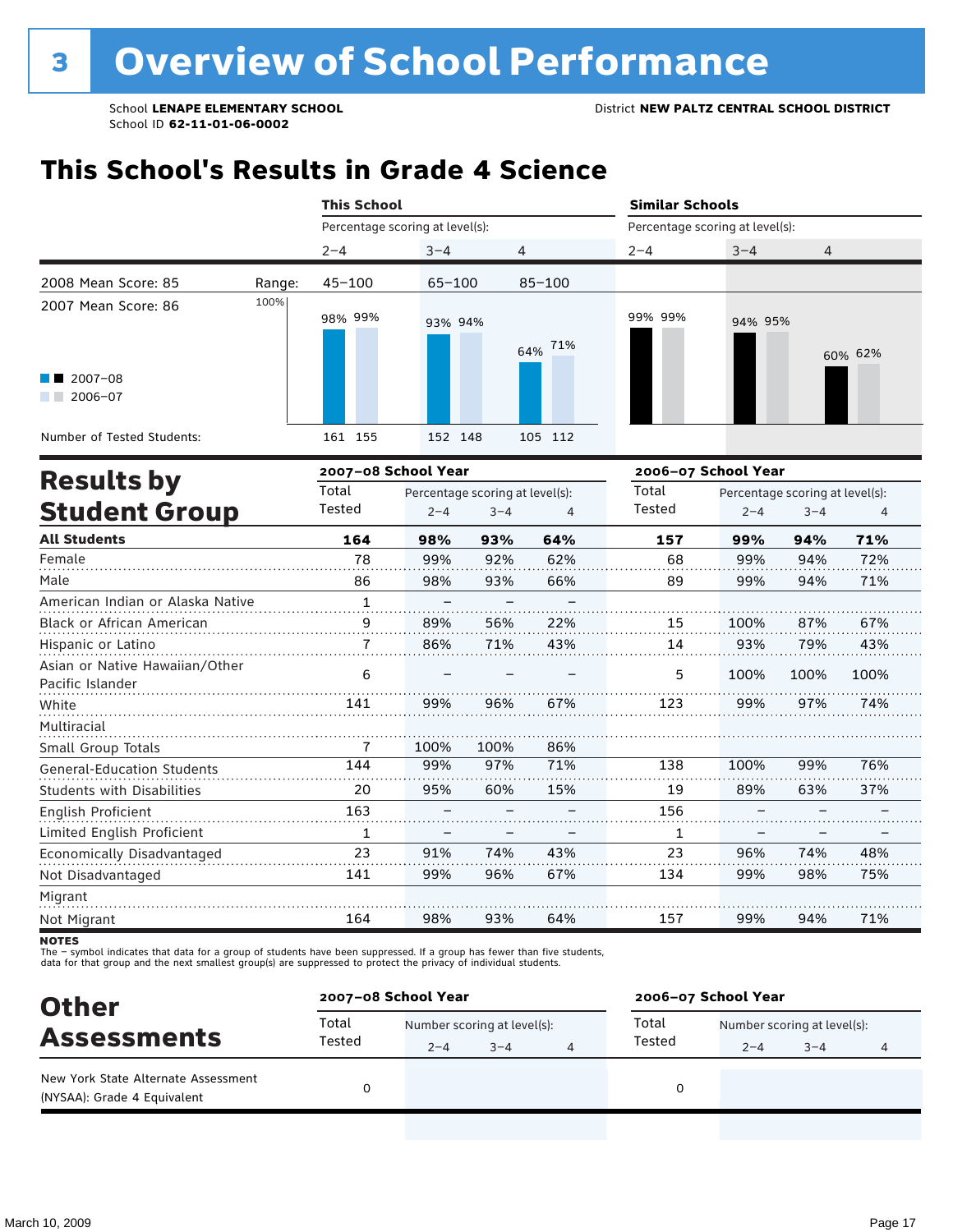# 3 Overview of School Performance

School **LENAPE ELEMENTARY SCHOOL**
School ID **62-11-01-06-0002**

District **NEW PALTZ CENTRAL SCHOOL DISTRICT**

## This School's Results in Grade 4 Science

| | This School | | | Similar Schools | | |
|---|---|---|---|---|---|---|
| | Percentage scoring at level(s): | | | Percentage scoring at level(s): | | |
| | 2–4 | 3–4 | 4 | 2–4 | 3–4 | 4 |
| 2008 Mean Score: 85 — Range: | 45–100 | 65–100 | 85–100 | | | |
| 2007–08 | 98% | 93% | 64% | 99% | 94% | 60% |
| 2006–07 | 99% | 94% | 71% | 99% | 95% | 62% |
| Number of Tested Students (2007–08) | 161 | 152 | 105 | | | |
| Number of Tested Students (2006–07) | 155 | 148 | 112 | | | |

2007 Mean Score: 86

## Results by Student Group

| | 2007–08 School Year | | | | 2006–07 School Year | | | |
|---|---|---|---|---|---|---|---|---|
| | Total Tested | Percentage scoring at level(s): 2–4 | 3–4 | 4 | Total Tested | Percentage scoring at level(s): 2–4 | 3–4 | 4 |
| **All Students** | **164** | **98%** | **93%** | **64%** | **157** | **99%** | **94%** | **71%** |
| Female | 78 | 99% | 92% | 62% | 68 | 99% | 94% | 72% |
| Male | 86 | 98% | 93% | 66% | 89 | 99% | 94% | 71% |
| American Indian or Alaska Native | 1 | – | – | – | | | | |
| Black or African American | 9 | 89% | 56% | 22% | 15 | 100% | 87% | 67% |
| Hispanic or Latino | 7 | 86% | 71% | 43% | 14 | 93% | 79% | 43% |
| Asian or Native Hawaiian/Other Pacific Islander | 6 | – | – | – | 5 | 100% | 100% | 100% |
| White | 141 | 99% | 96% | 67% | 123 | 99% | 97% | 74% |
| Multiracial | | | | | | | | |
| Small Group Totals | 7 | 100% | 100% | 86% | | | | |
| General-Education Students | 144 | 99% | 97% | 71% | 138 | 100% | 99% | 76% |
| Students with Disabilities | 20 | 95% | 60% | 15% | 19 | 89% | 63% | 37% |
| English Proficient | 163 | – | – | – | 156 | – | – | – |
| Limited English Proficient | 1 | – | – | – | 1 | – | – | – |
| Economically Disadvantaged | 23 | 91% | 74% | 43% | 23 | 96% | 74% | 48% |
| Not Disadvantaged | 141 | 99% | 96% | 67% | 134 | 99% | 98% | 75% |
| Migrant | | | | | | | | |
| Not Migrant | 164 | 98% | 93% | 64% | 157 | 99% | 94% | 71% |

**NOTES**
The – symbol indicates that data for a group of students have been suppressed. If a group has fewer than five students, data for that group and the next smallest group(s) are suppressed to protect the privacy of individual students.

## Other Assessments

| | 2007–08 School Year | | | | 2006–07 School Year | | | |
|---|---|---|---|---|---|---|---|---|
| | Total Tested | Number scoring at level(s): 2–4 | 3–4 | 4 | Total Tested | Number scoring at level(s): 2–4 | 3–4 | 4 |
| New York State Alternate Assessment (NYSAA): Grade 4 Equivalent | 0 | | | | 0 | | | |

March 10, 2009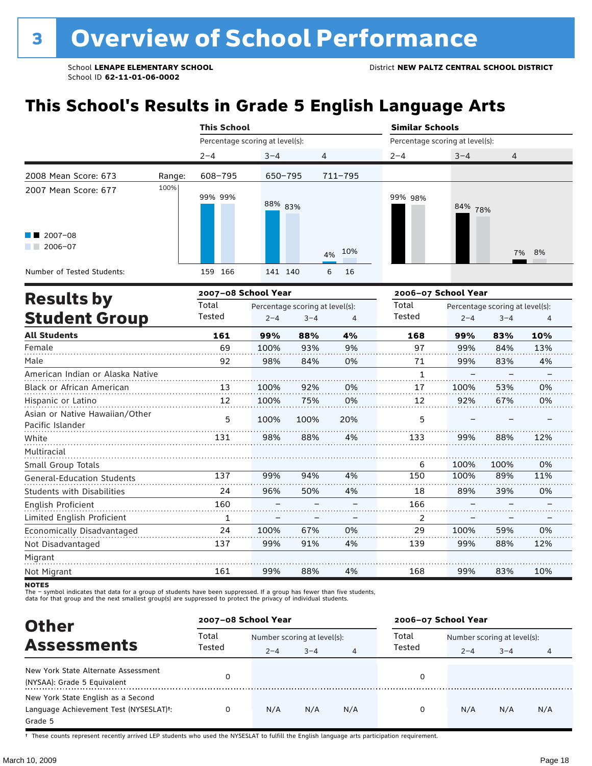# 3 Overview of School Performance

School **LENAPE ELEMENTARY SCHOOL**
School ID **62-11-01-06-0002**

District **NEW PALTZ CENTRAL SCHOOL DISTRICT**

## This School's Results in Grade 5 English Language Arts

| | | This School | | | Similar Schools | | |
|---|---|---|---|---|---|---|---|
| | | Percentage scoring at level(s): | | | Percentage scoring at level(s): | | |
| | | 2–4 | 3–4 | 4 | 2–4 | 3–4 | 4 |
| 2008 Mean Score: 673 | Range: | 608–795 | 650–795 | 711–795 | | | |
| 2007 Mean Score: 677 | 2007–08 | 99% | 88% | 4% | 99% | 84% | 7% |
| | 2006–07 | 99% | 83% | 10% | 98% | 78% | 8% |
| Number of Tested Students: | 2007–08 | 159 | 141 | 6 | | | |
| | 2006–07 | 166 | 140 | 16 | | | |

## Results by Student Group

| | 2007–08 School Year | | | | 2006–07 School Year | | | |
|---|---|---|---|---|---|---|---|---|
| | Total Tested | Percentage scoring at level(s): 2–4 | 3–4 | 4 | Total Tested | Percentage scoring at level(s): 2–4 | 3–4 | 4 |
| **All Students** | **161** | **99%** | **88%** | **4%** | **168** | **99%** | **83%** | **10%** |
| Female | 69 | 100% | 93% | 9% | 97 | 99% | 84% | 13% |
| Male | 92 | 98% | 84% | 0% | 71 | 99% | 83% | 4% |
| American Indian or Alaska Native | | | | | 1 | – | – | – |
| Black or African American | 13 | 100% | 92% | 0% | 17 | 100% | 53% | 0% |
| Hispanic or Latino | 12 | 100% | 75% | 0% | 12 | 92% | 67% | 0% |
| Asian or Native Hawaiian/Other Pacific Islander | 5 | 100% | 100% | 20% | 5 | – | – | – |
| White | 131 | 98% | 88% | 4% | 133 | 99% | 88% | 12% |
| Multiracial | | | | | | | | |
| Small Group Totals | | | | | 6 | 100% | 100% | 0% |
| General-Education Students | 137 | 99% | 94% | 4% | 150 | 100% | 89% | 11% |
| Students with Disabilities | 24 | 96% | 50% | 4% | 18 | 89% | 39% | 0% |
| English Proficient | 160 | – | – | – | 166 | – | – | – |
| Limited English Proficient | 1 | – | – | – | 2 | – | – | – |
| Economically Disadvantaged | 24 | 100% | 67% | 0% | 29 | 100% | 59% | 0% |
| Not Disadvantaged | 137 | 99% | 91% | 4% | 139 | 99% | 88% | 12% |
| Migrant | | | | | | | | |
| Not Migrant | 161 | 99% | 88% | 4% | 168 | 99% | 83% | 10% |

**NOTES**
The – symbol indicates that data for a group of students have been suppressed. If a group has fewer than five students, data for that group and the next smallest group(s) are suppressed to protect the privacy of individual students.

## Other Assessments

| | 2007–08 School Year | | | | 2006–07 School Year | | | |
|---|---|---|---|---|---|---|---|---|
| | Total Tested | Number scoring at level(s): 2–4 | 3–4 | 4 | Total Tested | Number scoring at level(s): 2–4 | 3–4 | 4 |
| New York State Alternate Assessment (NYSAA): Grade 5 Equivalent | 0 | | | | 0 | | | |
| New York State English as a Second Language Achievement Test (NYSESLAT)†: Grade 5 | 0 | N/A | N/A | N/A | 0 | N/A | N/A | N/A |

† These counts represent recently arrived LEP students who used the NYSESLAT to fulfill the English language arts participation requirement.

March 10, 2009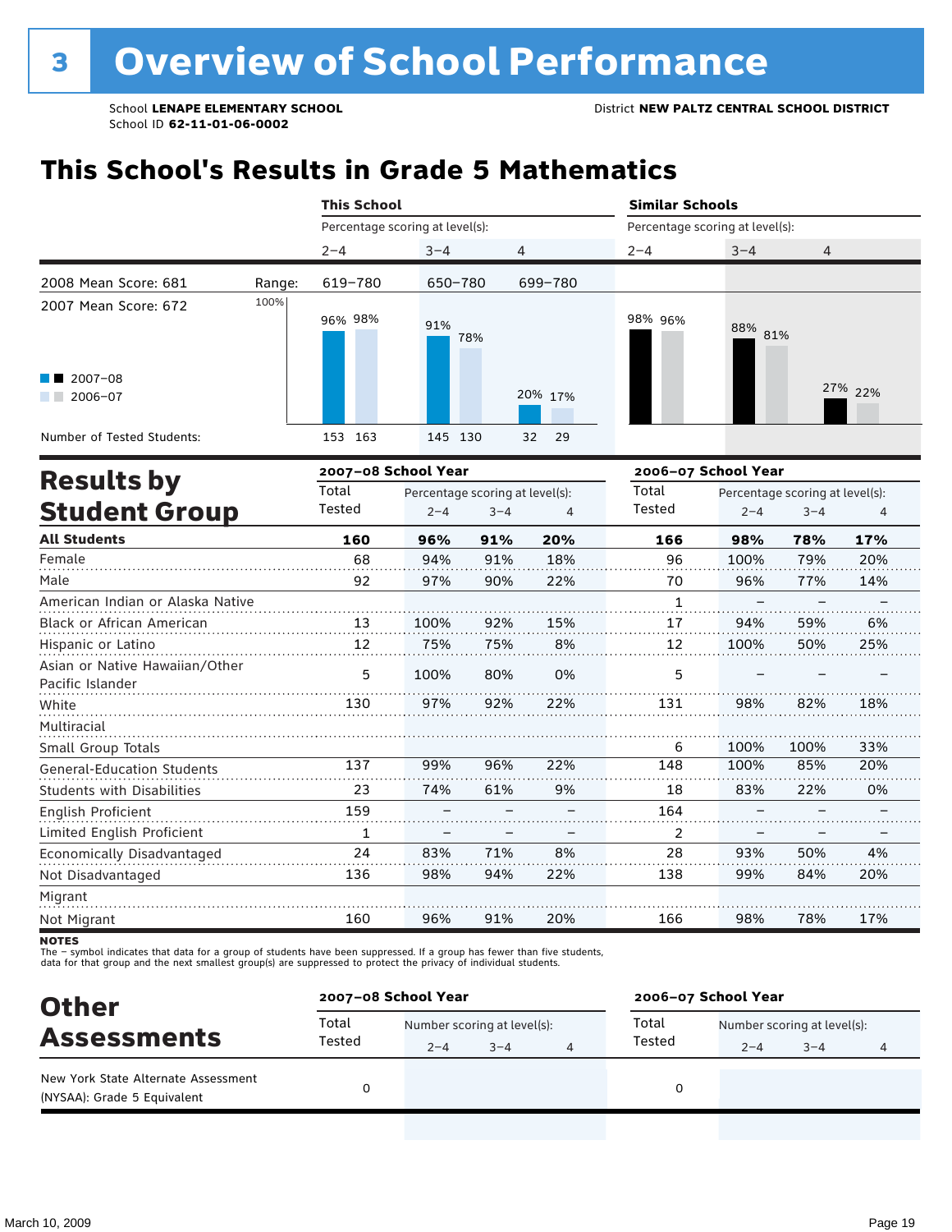# 3 Overview of School Performance

School **LENAPE ELEMENTARY SCHOOL**
School ID **62-11-01-06-0002**

District **NEW PALTZ CENTRAL SCHOOL DISTRICT**

## This School's Results in Grade 5 Mathematics

This School
Percentage scoring at level(s):
2–4 | 3–4 | 4

Similar Schools
Percentage scoring at level(s):
2–4 | 3–4 | 4

2008 Mean Score: 681
Range: 619–780 | 650–780 | 699–780

2007 Mean Score: 672

100%

2007–08
2006–07

This School: 96% 98% | 91% 78% | 20% 17%

Similar Schools: 98% 96% | 88% 81% | 27% 22%

Number of Tested Students: 153 163 | 145 130 | 32 29

## Results by Student Group

| | 2007–08 School Year | | | | 2006–07 School Year | | | |
|---|---|---|---|---|---|---|---|---|
| | Total Tested | Percentage scoring at level(s): | | | Total Tested | Percentage scoring at level(s): | | |
| | | 2–4 | 3–4 | 4 | | 2–4 | 3–4 | 4 |
| **All Students** | **160** | **96%** | **91%** | **20%** | **166** | **98%** | **78%** | **17%** |
| Female | 68 | 94% | 91% | 18% | 96 | 100% | 79% | 20% |
| Male | 92 | 97% | 90% | 22% | 70 | 96% | 77% | 14% |
| American Indian or Alaska Native | | | | | 1 | – | – | – |
| Black or African American | 13 | 100% | 92% | 15% | 17 | 94% | 59% | 6% |
| Hispanic or Latino | 12 | 75% | 75% | 8% | 12 | 100% | 50% | 25% |
| Asian or Native Hawaiian/Other Pacific Islander | 5 | 100% | 80% | 0% | 5 | – | – | – |
| White | 130 | 97% | 92% | 22% | 131 | 98% | 82% | 18% |
| Multiracial | | | | | | | | |
| Small Group Totals | | | | | 6 | 100% | 100% | 33% |
| General-Education Students | 137 | 99% | 96% | 22% | 148 | 100% | 85% | 20% |
| Students with Disabilities | 23 | 74% | 61% | 9% | 18 | 83% | 22% | 0% |
| English Proficient | 159 | – | – | – | 164 | – | – | – |
| Limited English Proficient | 1 | – | – | – | 2 | – | – | – |
| Economically Disadvantaged | 24 | 83% | 71% | 8% | 28 | 93% | 50% | 4% |
| Not Disadvantaged | 136 | 98% | 94% | 22% | 138 | 99% | 84% | 20% |
| Migrant | | | | | | | | |
| Not Migrant | 160 | 96% | 91% | 20% | 166 | 98% | 78% | 17% |

**NOTES**
The – symbol indicates that data for a group of students have been suppressed. If a group has fewer than five students, data for that group and the next smallest group(s) are suppressed to protect the privacy of individual students.

## Other Assessments

| | 2007–08 School Year | | | | 2006–07 School Year | | | |
|---|---|---|---|---|---|---|---|---|
| | Total Tested | Number scoring at level(s): | | | Total Tested | Number scoring at level(s): | | |
| | | 2–4 | 3–4 | 4 | | 2–4 | 3–4 | 4 |
| New York State Alternate Assessment (NYSAA): Grade 5 Equivalent | 0 | | | | 0 | | | |

March 10, 2009